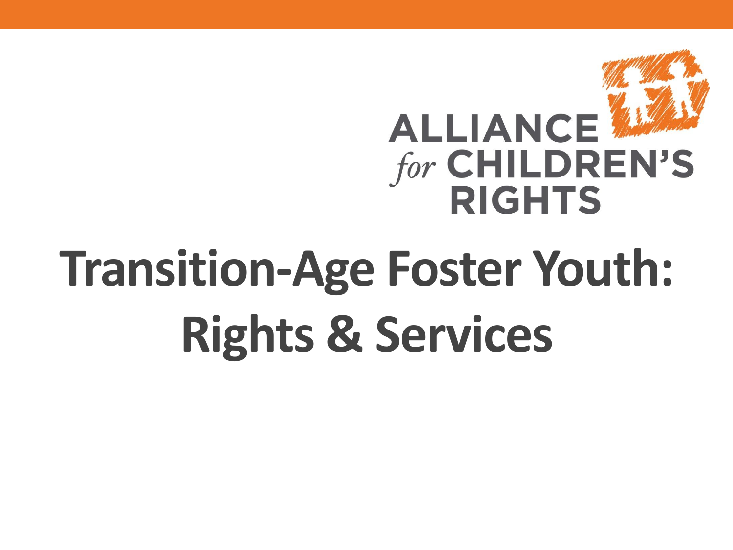ALLIANCE *for* CHILDREN'S RIGHTS

# Transition-Age Foster Youth: Rights & Services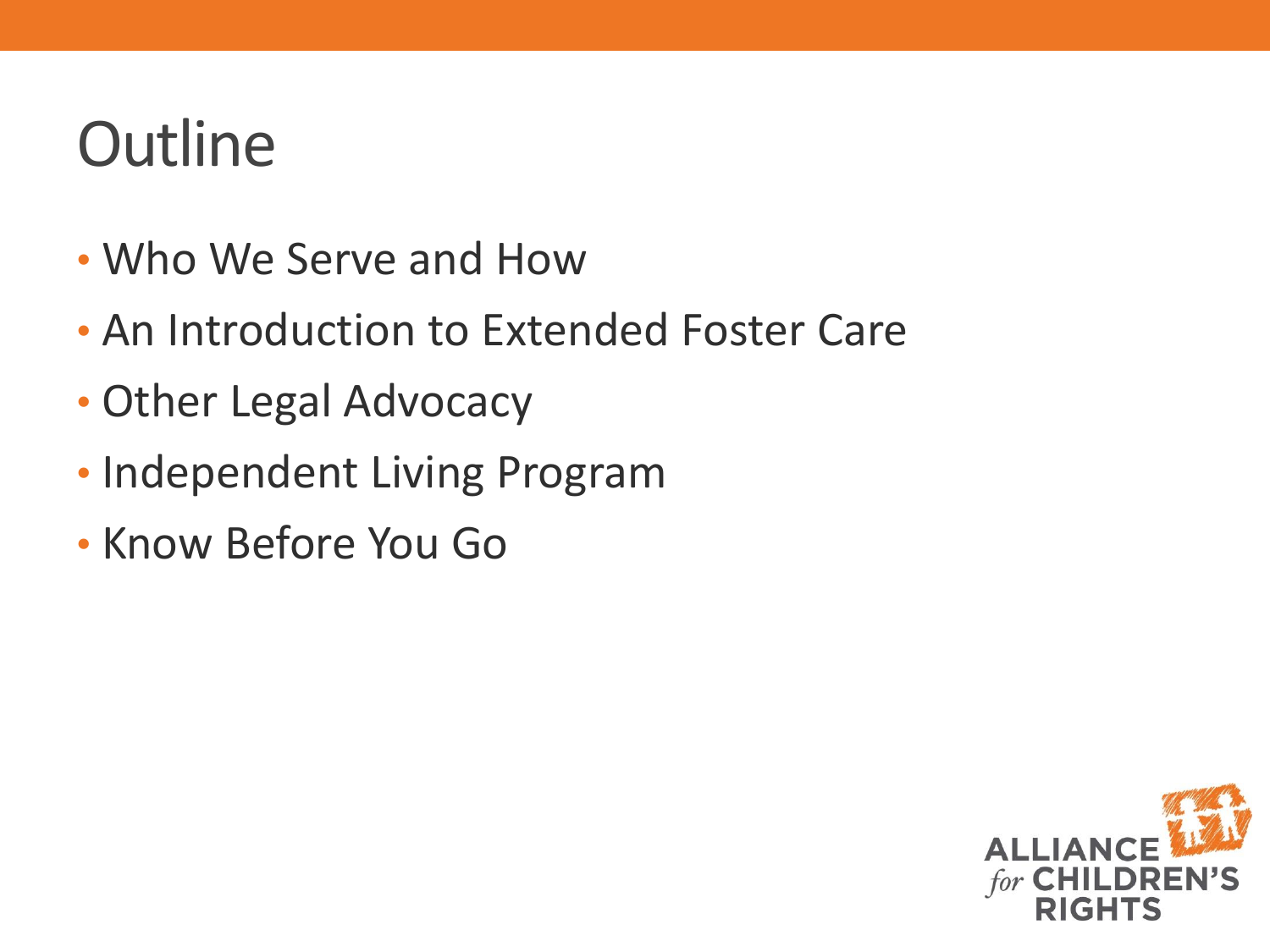# Outline

- Who We Serve and How
- An Introduction to Extended Foster Care
- Other Legal Advocacy
- Independent Living Program
- Know Before You Go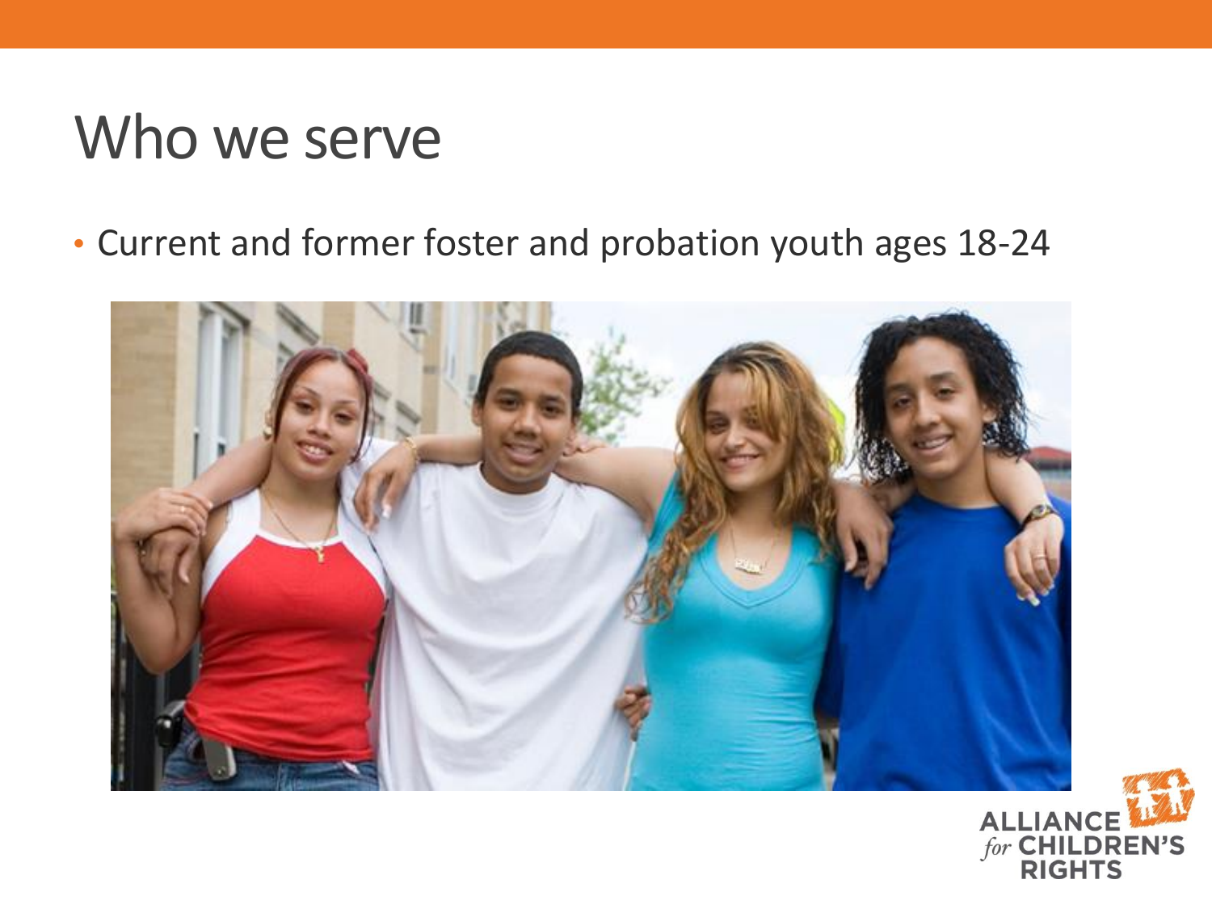# Who we serve

- Current and former foster and probation youth ages 18-24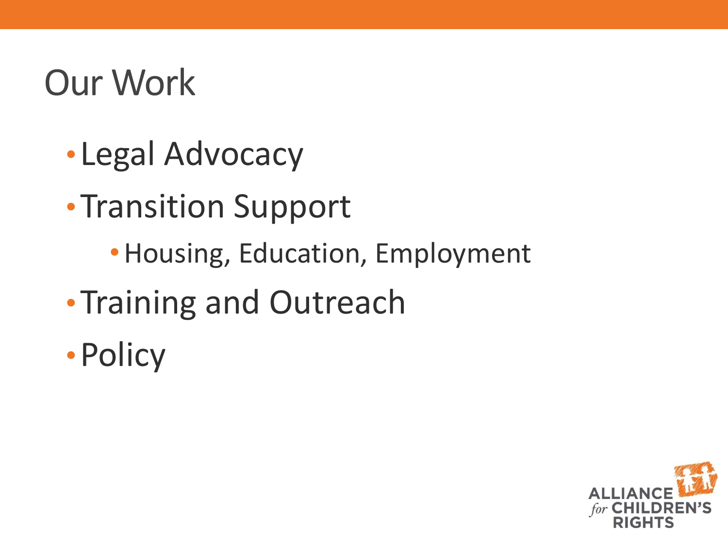# Our Work

- Legal Advocacy
- Transition Support
  - Housing, Education, Employment
- Training and Outreach
- Policy

ALLIANCE *for* CHILDREN'S RIGHTS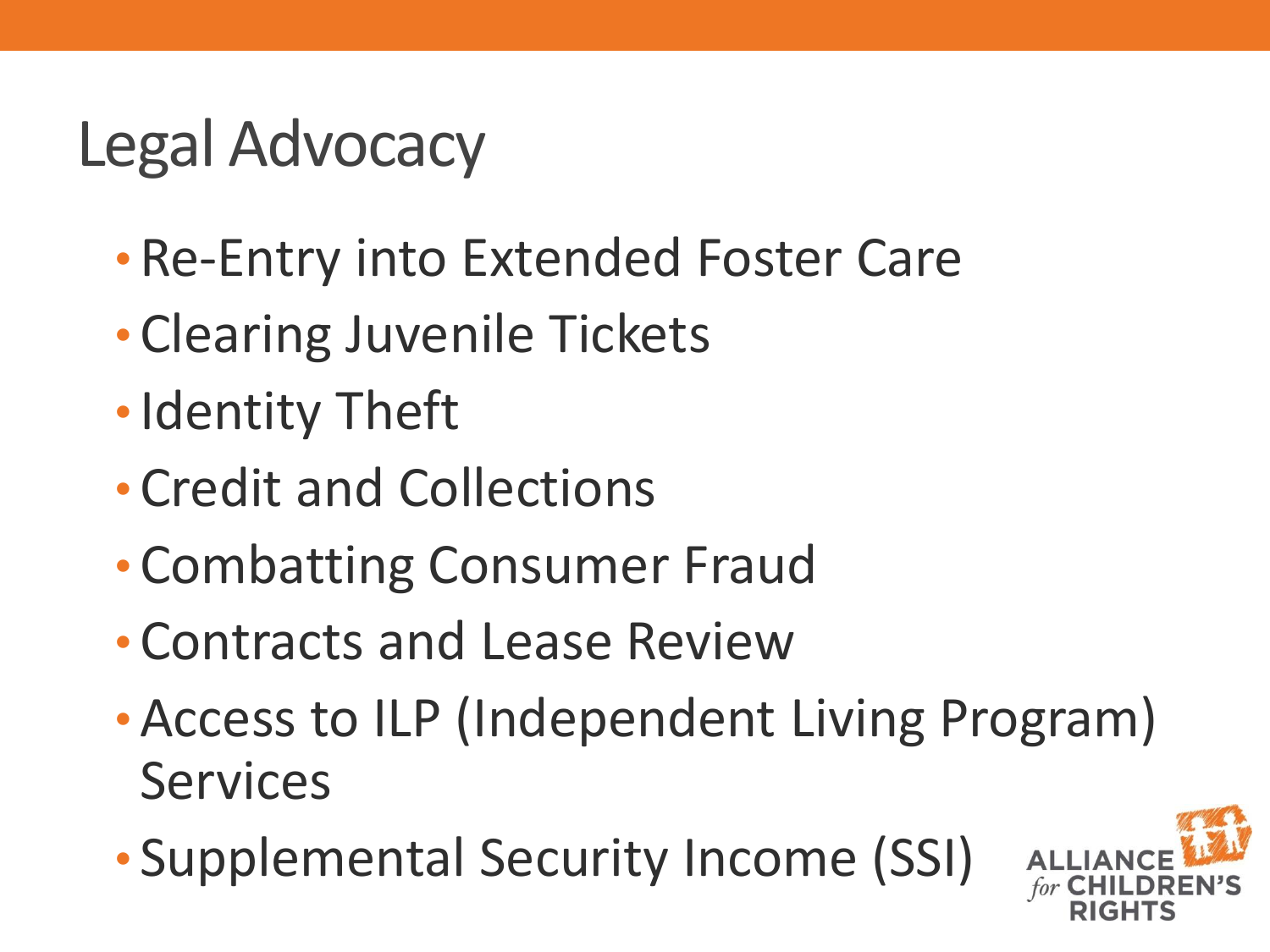# Legal Advocacy

- Re-Entry into Extended Foster Care
- Clearing Juvenile Tickets
- Identity Theft
- Credit and Collections
- Combatting Consumer Fraud
- Contracts and Lease Review
- Access to ILP (Independent Living Program) Services
- Supplemental Security Income (SSI)

ALLIANCE *for* CHILDREN'S RIGHTS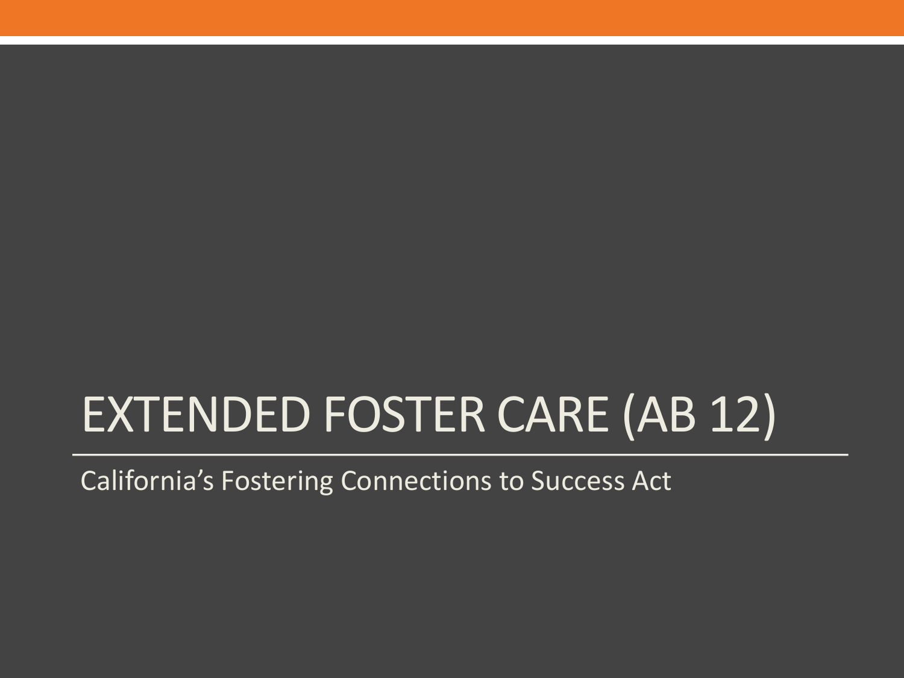# EXTENDED FOSTER CARE (AB 12)

California's Fostering Connections to Success Act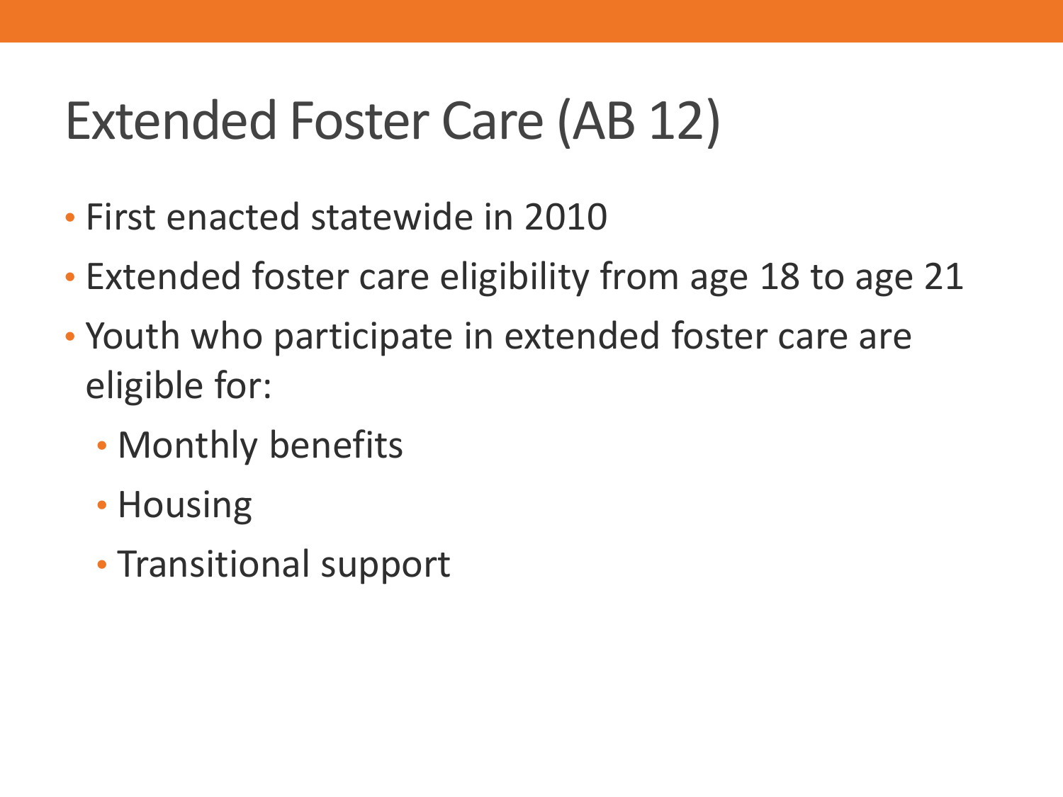# Extended Foster Care (AB 12)

- First enacted statewide in 2010
- Extended foster care eligibility from age 18 to age 21
- Youth who participate in extended foster care are eligible for:
  - Monthly benefits
  - Housing
  - Transitional support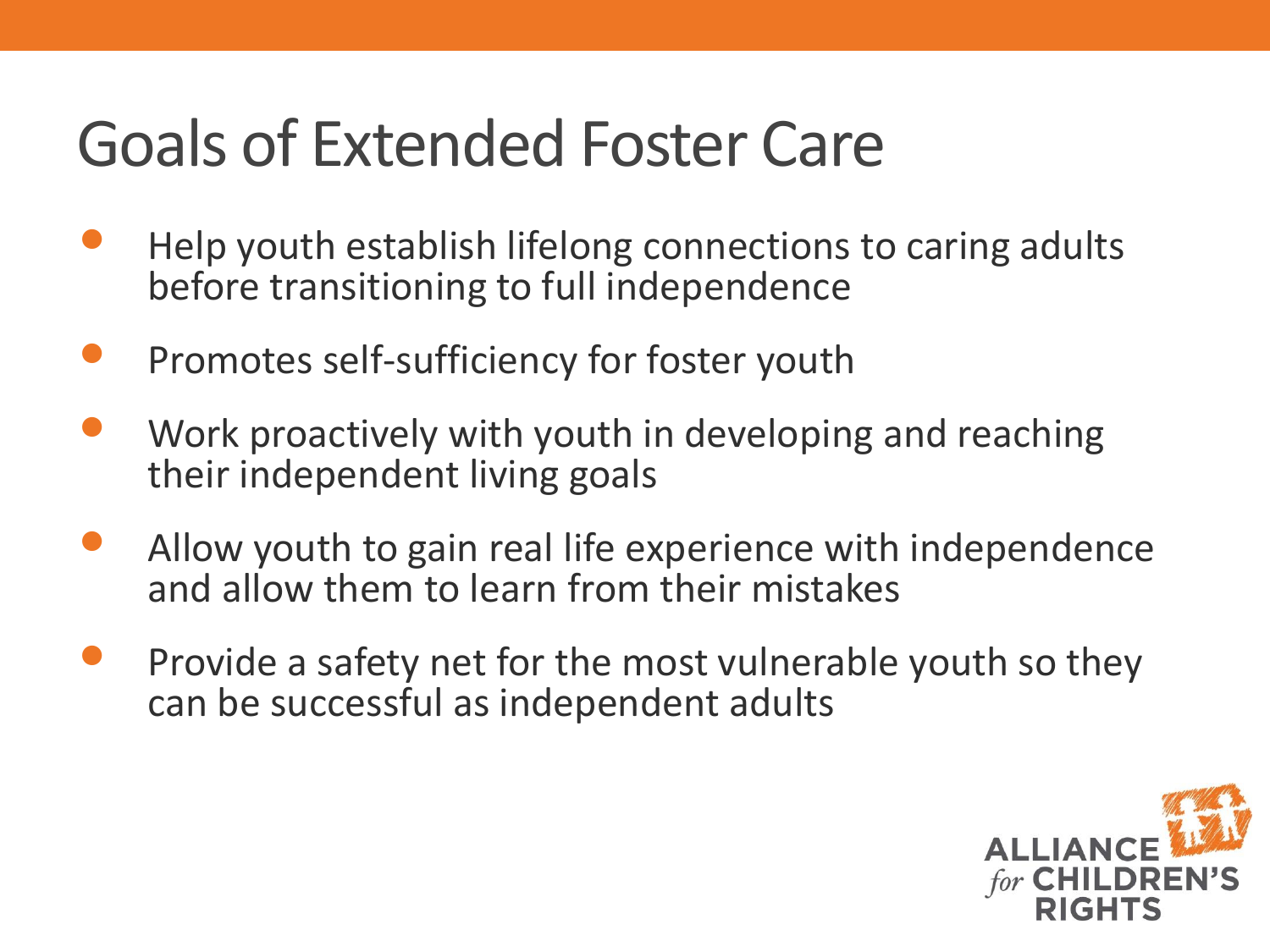# Goals of Extended Foster Care

- Help youth establish lifelong connections to caring adults before transitioning to full independence
- Promotes self-sufficiency for foster youth
- Work proactively with youth in developing and reaching their independent living goals
- Allow youth to gain real life experience with independence and allow them to learn from their mistakes
- Provide a safety net for the most vulnerable youth so they can be successful as independent adults

ALLIANCE *for* CHILDREN'S RIGHTS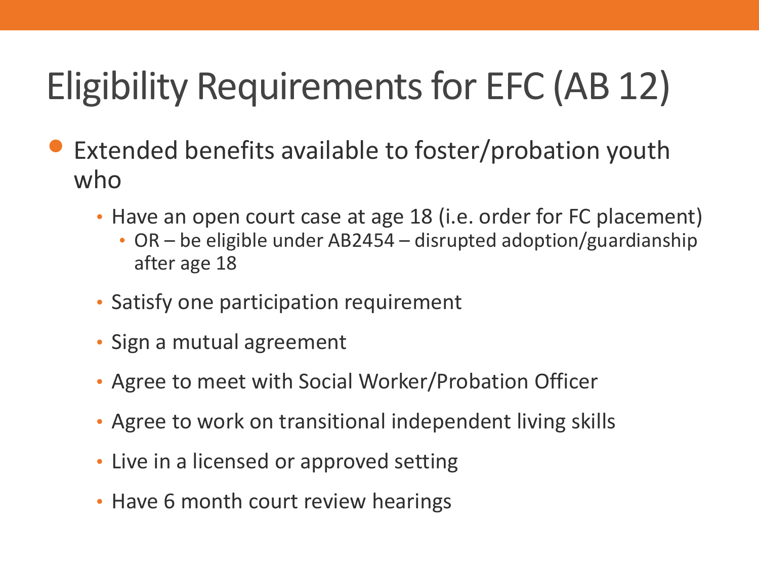# Eligibility Requirements for EFC (AB 12)

- Extended benefits available to foster/probation youth who
  - Have an open court case at age 18 (i.e. order for FC placement)
    - OR – be eligible under AB2454 – disrupted adoption/guardianship after age 18
  - Satisfy one participation requirement
  - Sign a mutual agreement
  - Agree to meet with Social Worker/Probation Officer
  - Agree to work on transitional independent living skills
  - Live in a licensed or approved setting
  - Have 6 month court review hearings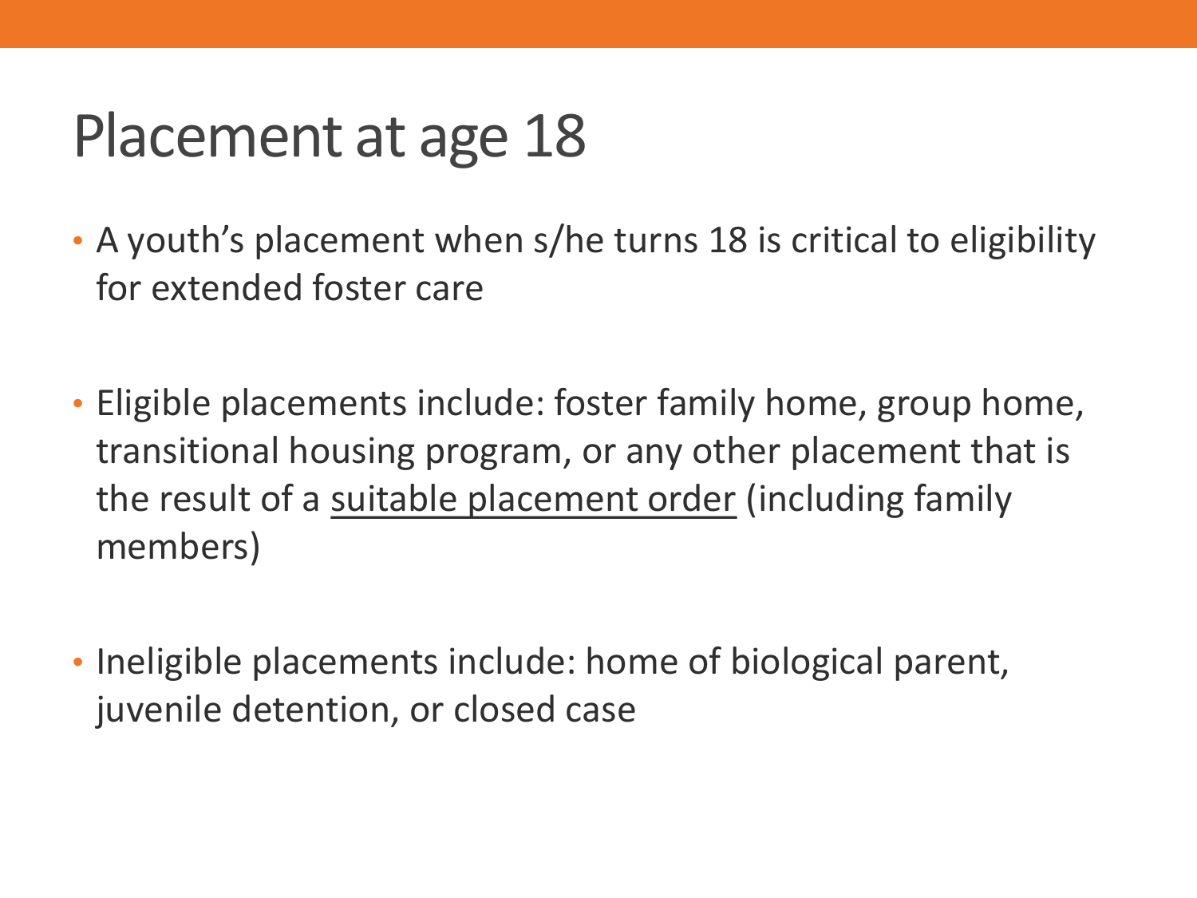# Placement at age 18

- A youth's placement when s/he turns 18 is critical to eligibility for extended foster care

- Eligible placements include: foster family home, group home, transitional housing program, or any other placement that is the result of a <u>suitable placement order</u> (including family members)

- Ineligible placements include: home of biological parent, juvenile detention, or closed case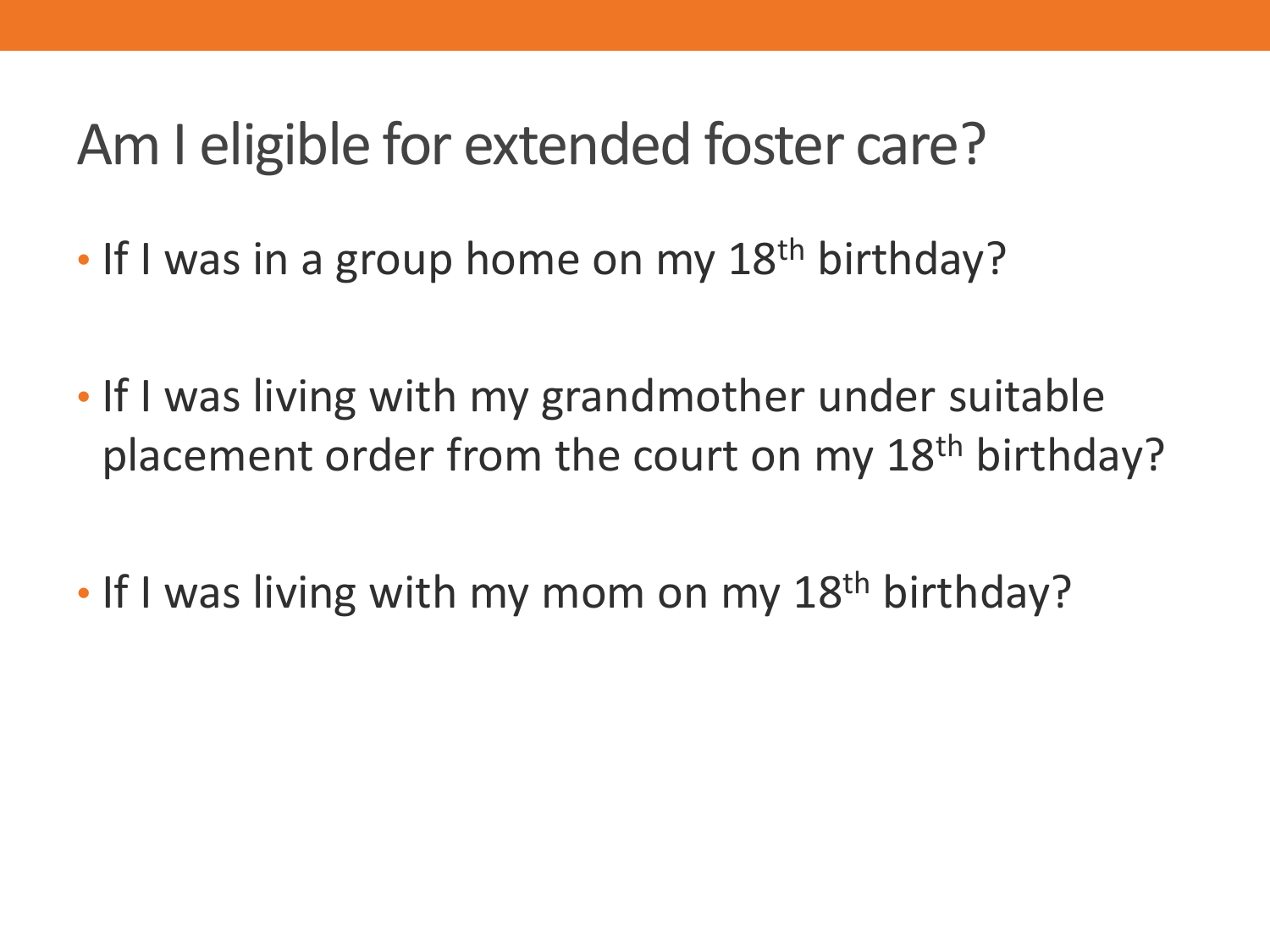# Am I eligible for extended foster care?

- If I was in a group home on my 18th birthday?

- If I was living with my grandmother under suitable placement order from the court on my 18th birthday?

- If I was living with my mom on my 18th birthday?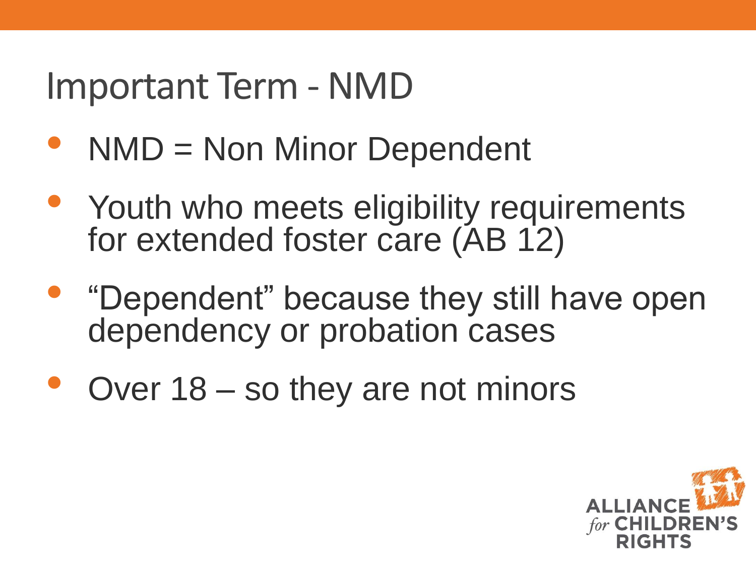# Important Term - NMD

- NMD = Non Minor Dependent
- Youth who meets eligibility requirements for extended foster care (AB 12)
- "Dependent" because they still have open dependency or probation cases
- Over 18 – so they are not minors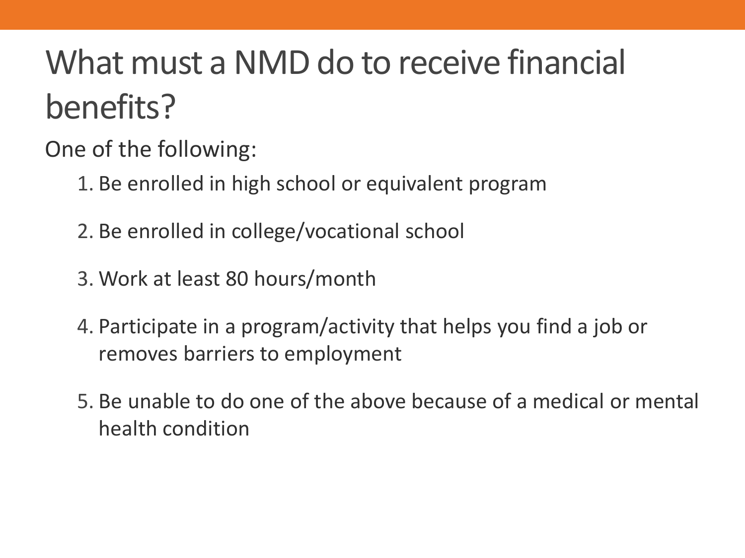# What must a NMD do to receive financial benefits?

One of the following:

1. Be enrolled in high school or equivalent program
2. Be enrolled in college/vocational school
3. Work at least 80 hours/month
4. Participate in a program/activity that helps you find a job or removes barriers to employment
5. Be unable to do one of the above because of a medical or mental health condition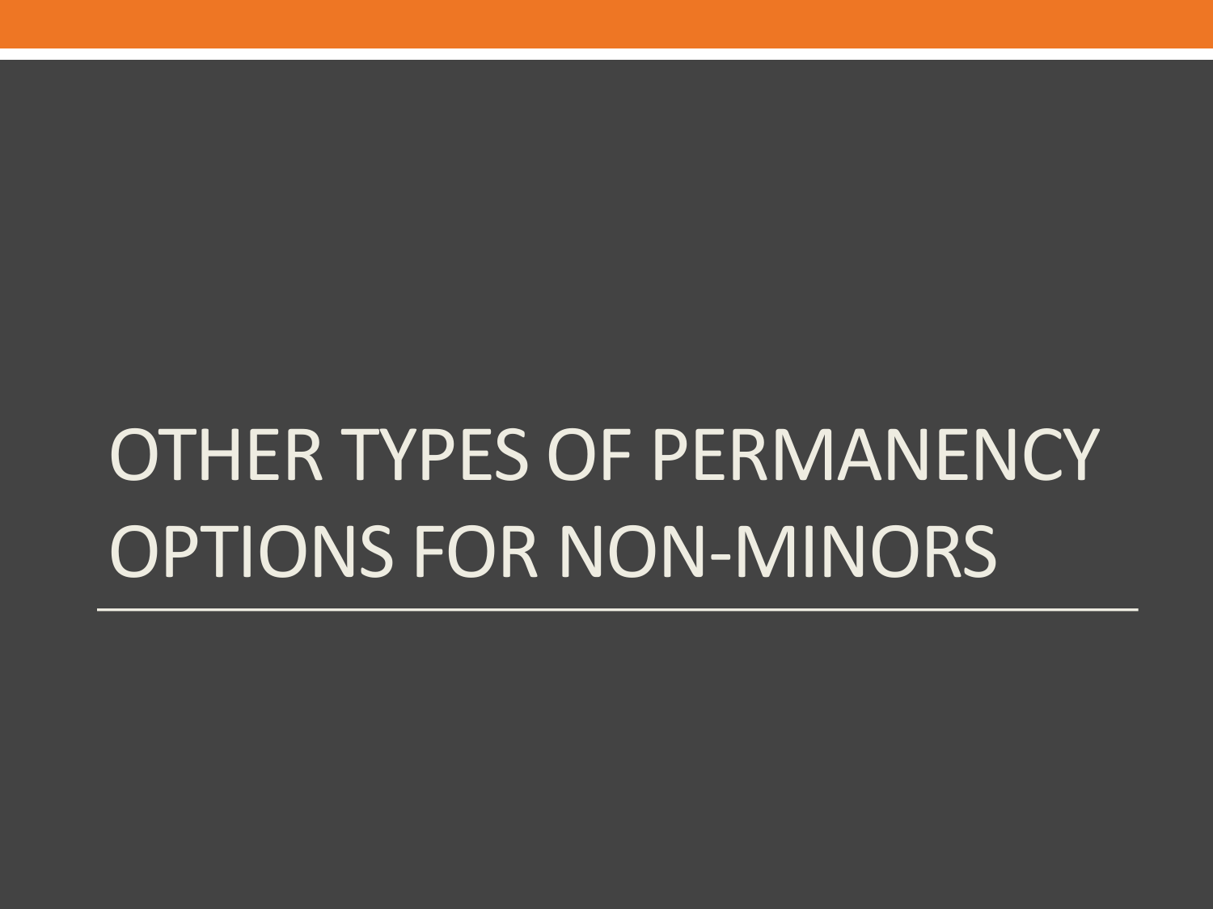# OTHER TYPES OF PERMANENCY OPTIONS FOR NON-MINORS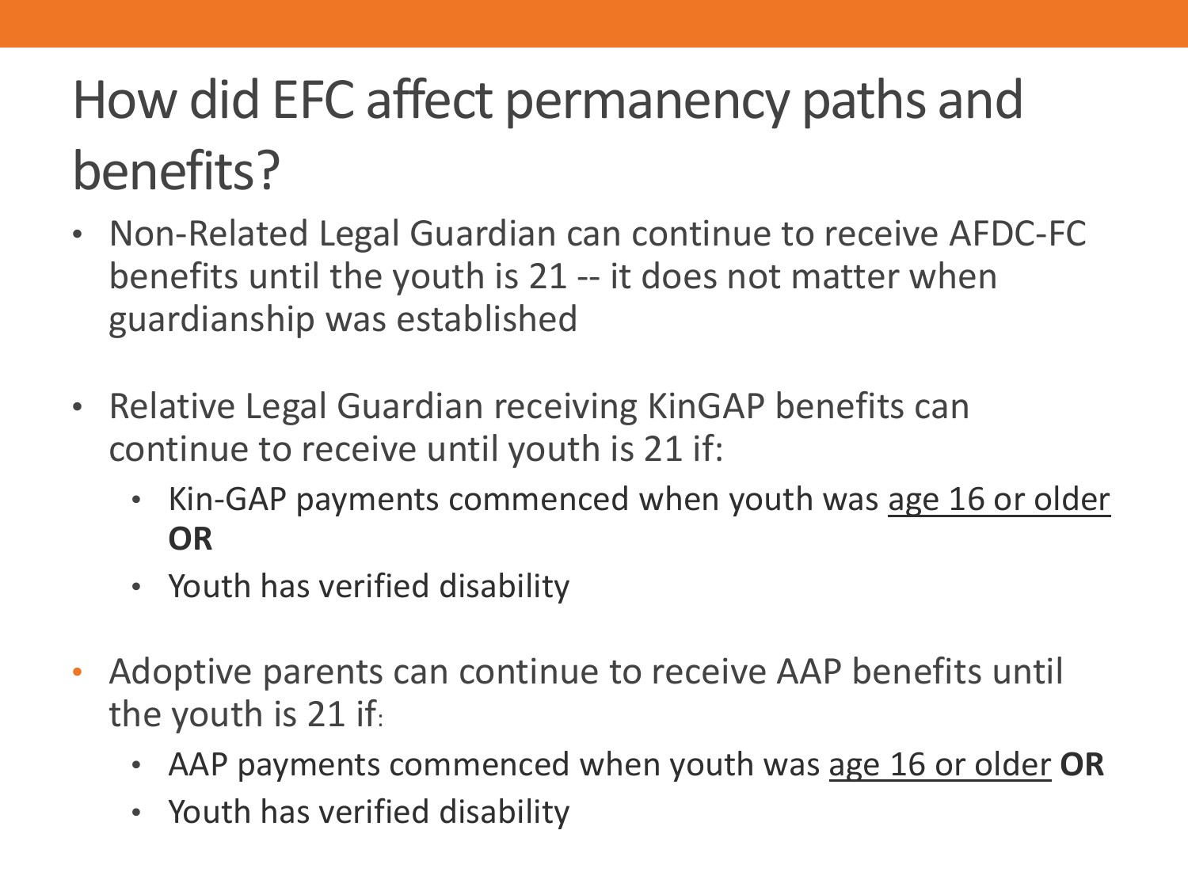# How did EFC affect permanency paths and benefits?

- Non-Related Legal Guardian can continue to receive AFDC-FC benefits until the youth is 21 -- it does not matter when guardianship was established

- Relative Legal Guardian receiving KinGAP benefits can continue to receive until youth is 21 if:
  - Kin-GAP payments commenced when youth was <u>age 16 or older</u> **OR**
  - Youth has verified disability

- Adoptive parents can continue to receive AAP benefits until the youth is 21 if:
  - AAP payments commenced when youth was <u>age 16 or older</u> **OR**
  - Youth has verified disability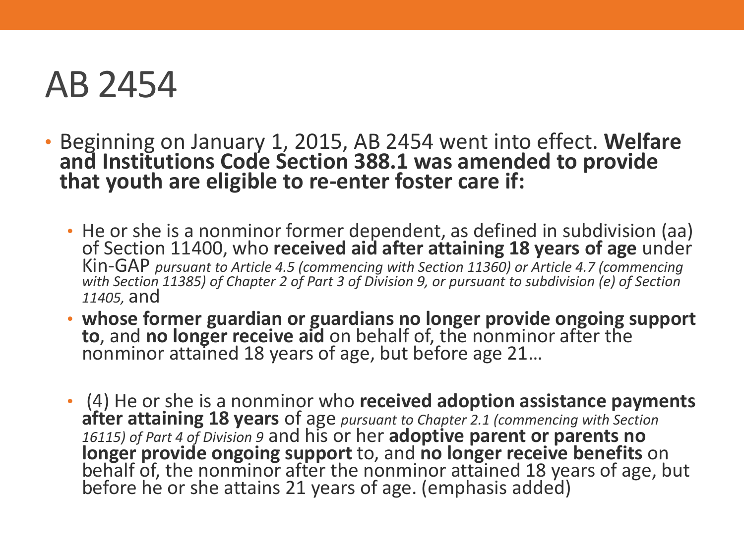# AB 2454

- Beginning on January 1, 2015, AB 2454 went into effect. **Welfare and Institutions Code Section 388.1 was amended to provide that youth are eligible to re-enter foster care if:**
  - He or she is a nonminor former dependent, as defined in subdivision (aa) of Section 11400, who **received aid after attaining 18 years of age** under Kin-GAP *pursuant to Article 4.5 (commencing with Section 11360) or Article 4.7 (commencing with Section 11385) of Chapter 2 of Part 3 of Division 9, or pursuant to subdivision (e) of Section 11405,* and
  - **whose former guardian or guardians no longer provide ongoing support to**, and **no longer receive aid** on behalf of, the nonminor after the nonminor attained 18 years of age, but before age 21…
  - (4) He or she is a nonminor who **received adoption assistance payments after attaining 18 years** of age *pursuant to Chapter 2.1 (commencing with Section 16115) of Part 4 of Division 9* and his or her **adoptive parent or parents no longer provide ongoing support** to, and **no longer receive benefits** on behalf of, the nonminor after the nonminor attained 18 years of age, but before he or she attains 21 years of age. (emphasis added)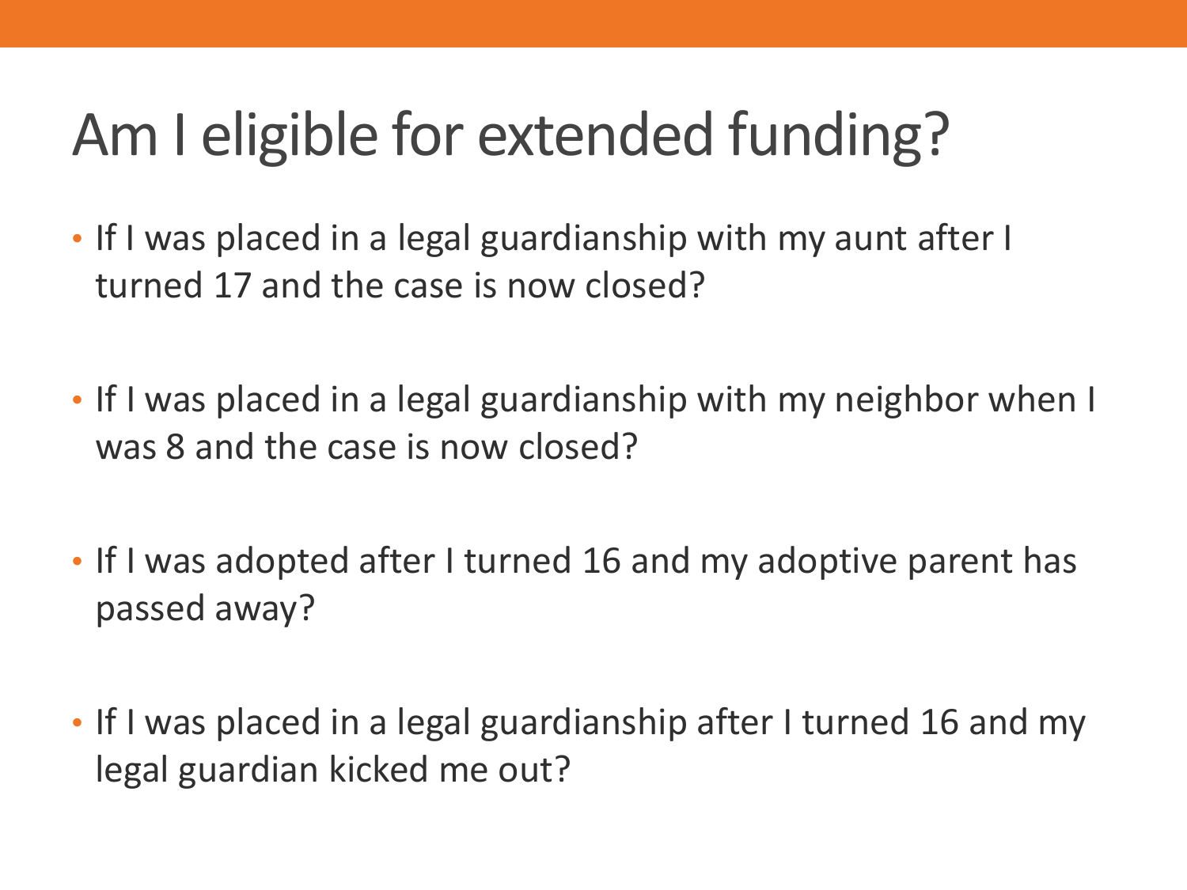# Am I eligible for extended funding?

- If I was placed in a legal guardianship with my aunt after I turned 17 and the case is now closed?
- If I was placed in a legal guardianship with my neighbor when I was 8 and the case is now closed?
- If I was adopted after I turned 16 and my adoptive parent has passed away?
- If I was placed in a legal guardianship after I turned 16 and my legal guardian kicked me out?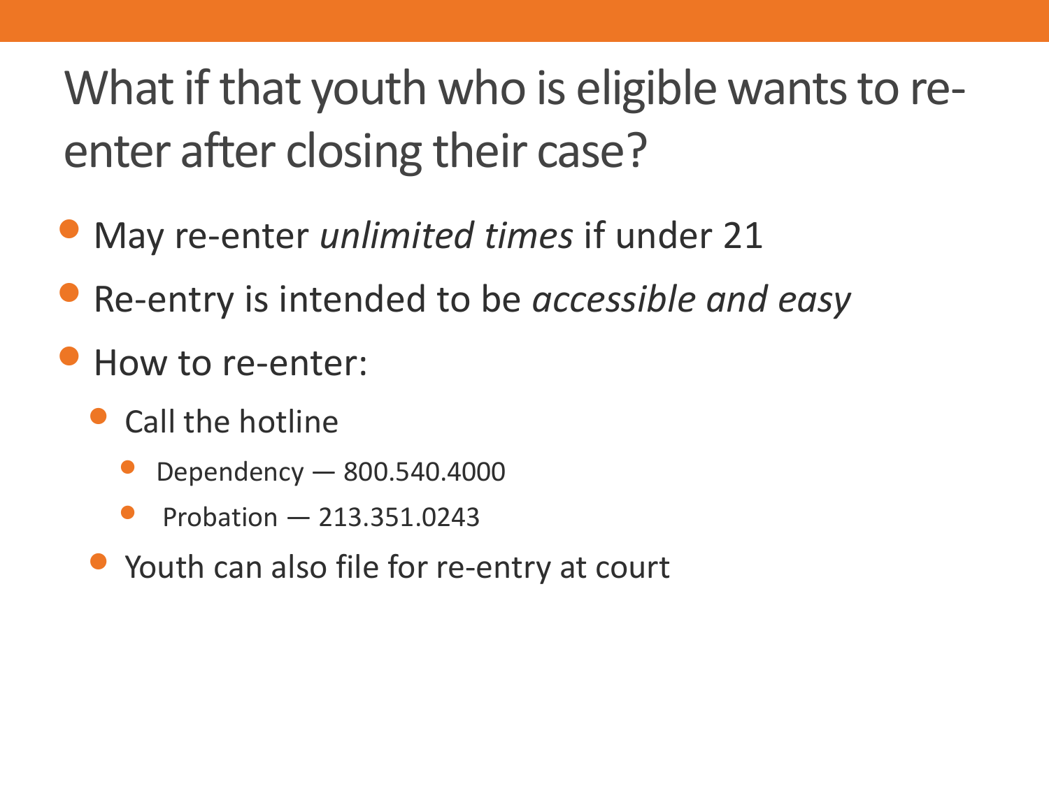# What if that youth who is eligible wants to re-enter after closing their case?

- May re-enter *unlimited times* if under 21
- Re-entry is intended to be *accessible and easy*
- How to re-enter:
  - Call the hotline
    - Dependency — 800.540.4000
    - Probation — 213.351.0243
  - Youth can also file for re-entry at court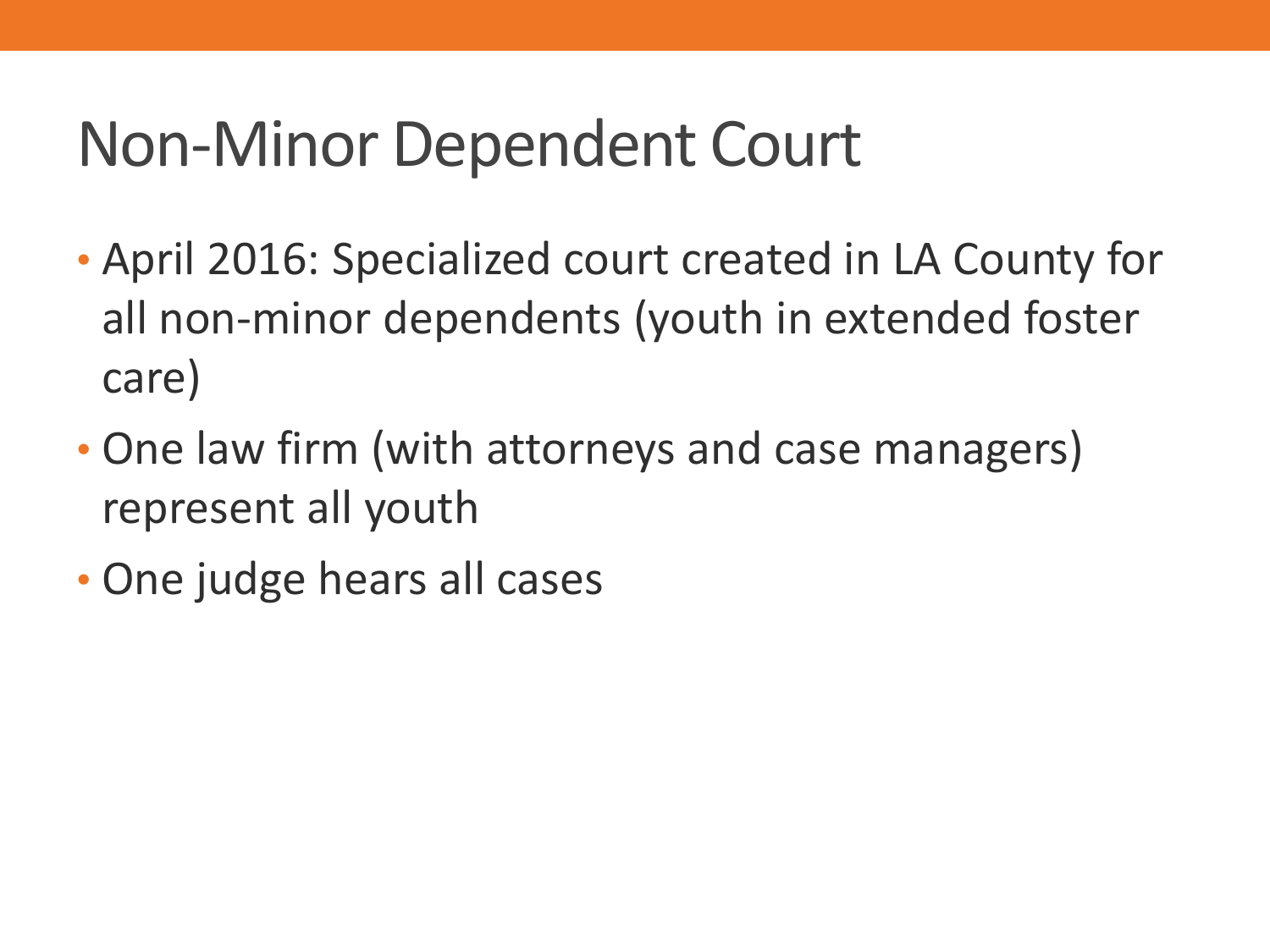# Non-Minor Dependent Court

- April 2016: Specialized court created in LA County for all non-minor dependents (youth in extended foster care)
- One law firm (with attorneys and case managers) represent all youth
- One judge hears all cases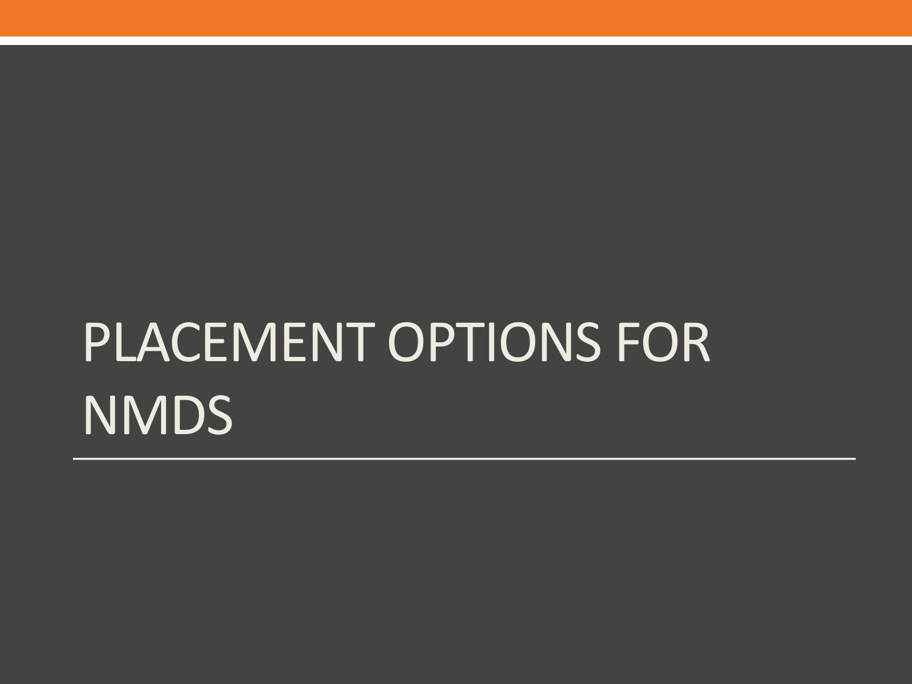# PLACEMENT OPTIONS FOR NMDS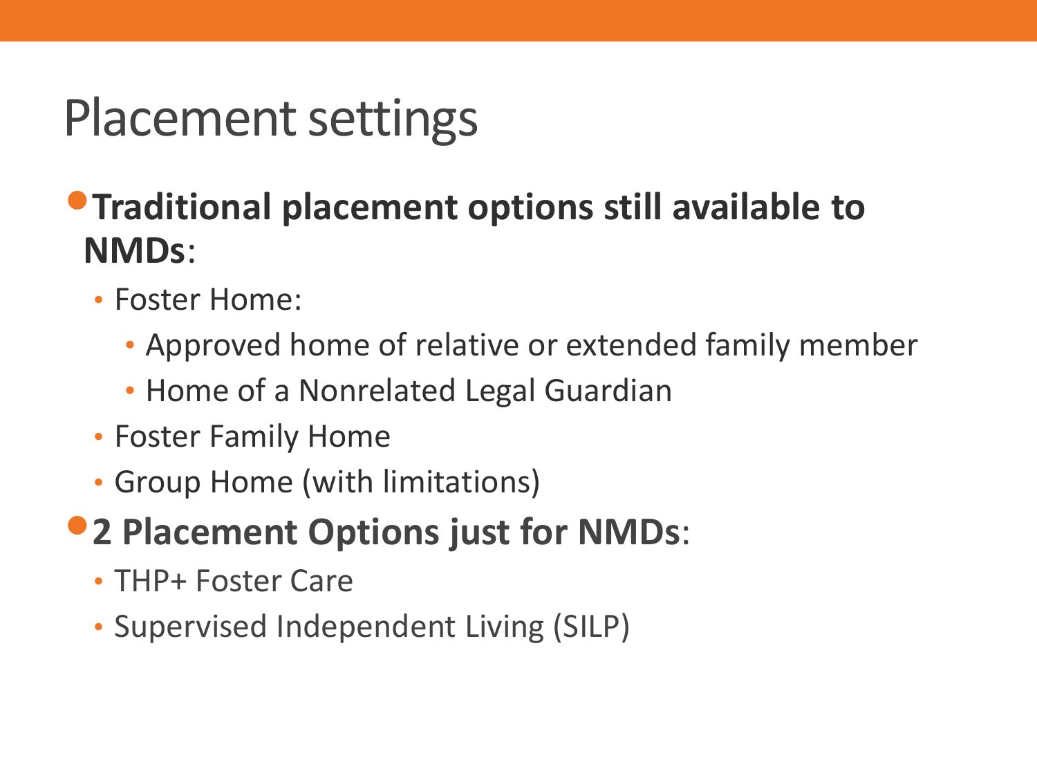# Placement settings

- **Traditional placement options still available to NMDs**:
  - Foster Home:
    - Approved home of relative or extended family member
    - Home of a Nonrelated Legal Guardian
  - Foster Family Home
  - Group Home (with limitations)
- **2 Placement Options just for NMDs**:
  - THP+ Foster Care
  - Supervised Independent Living (SILP)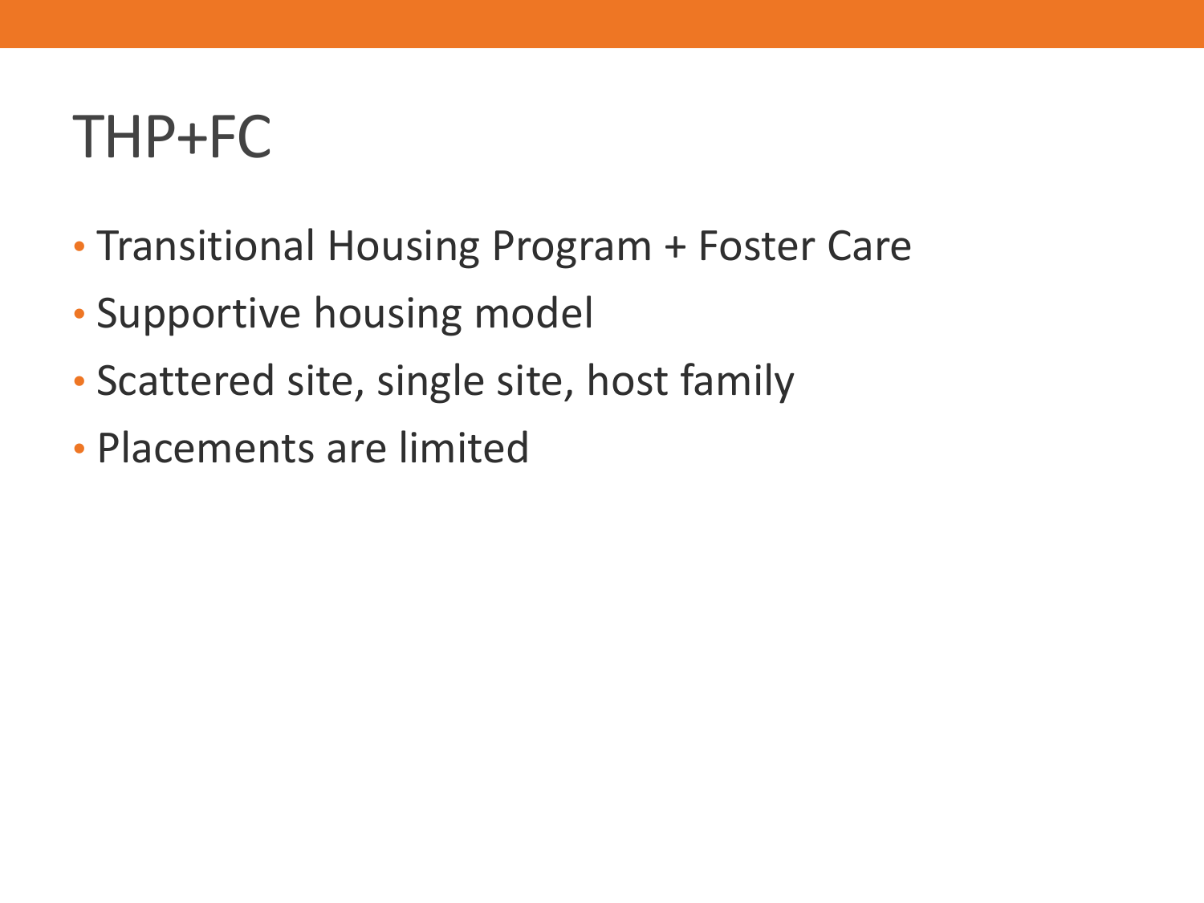# THP+FC

- Transitional Housing Program + Foster Care
- Supportive housing model
- Scattered site, single site, host family
- Placements are limited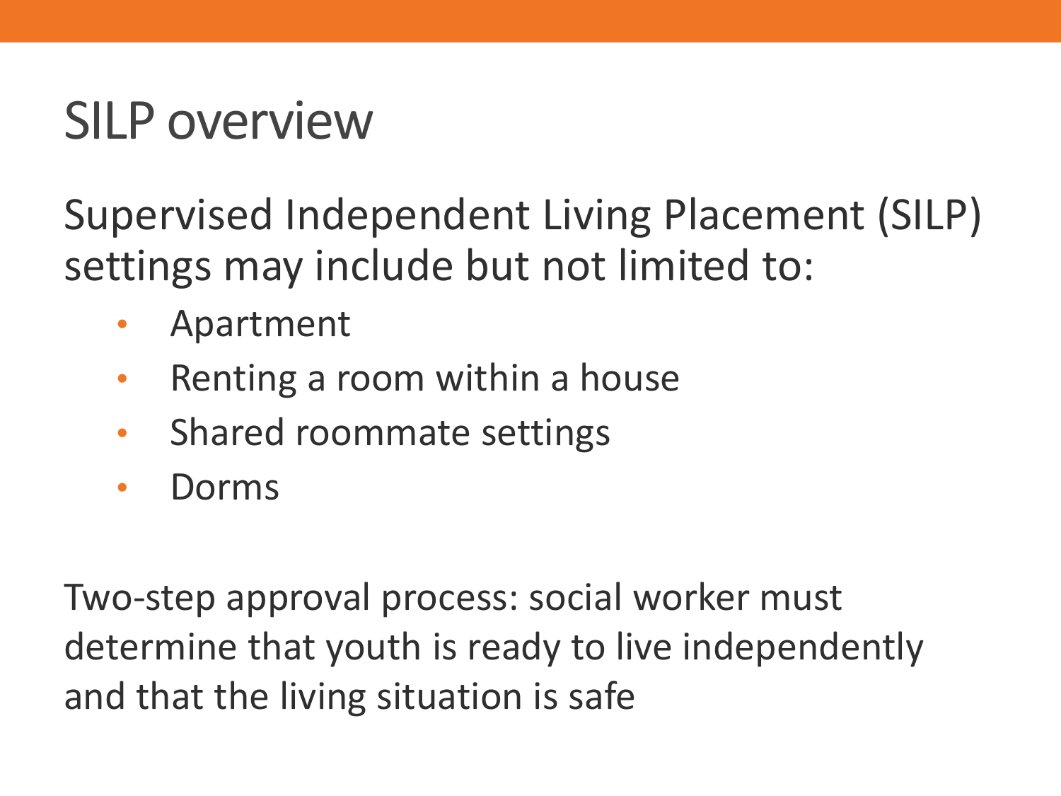# SILP overview

Supervised Independent Living Placement (SILP) settings may include but not limited to:

- Apartment
- Renting a room within a house
- Shared roommate settings
- Dorms

Two-step approval process: social worker must determine that youth is ready to live independently and that the living situation is safe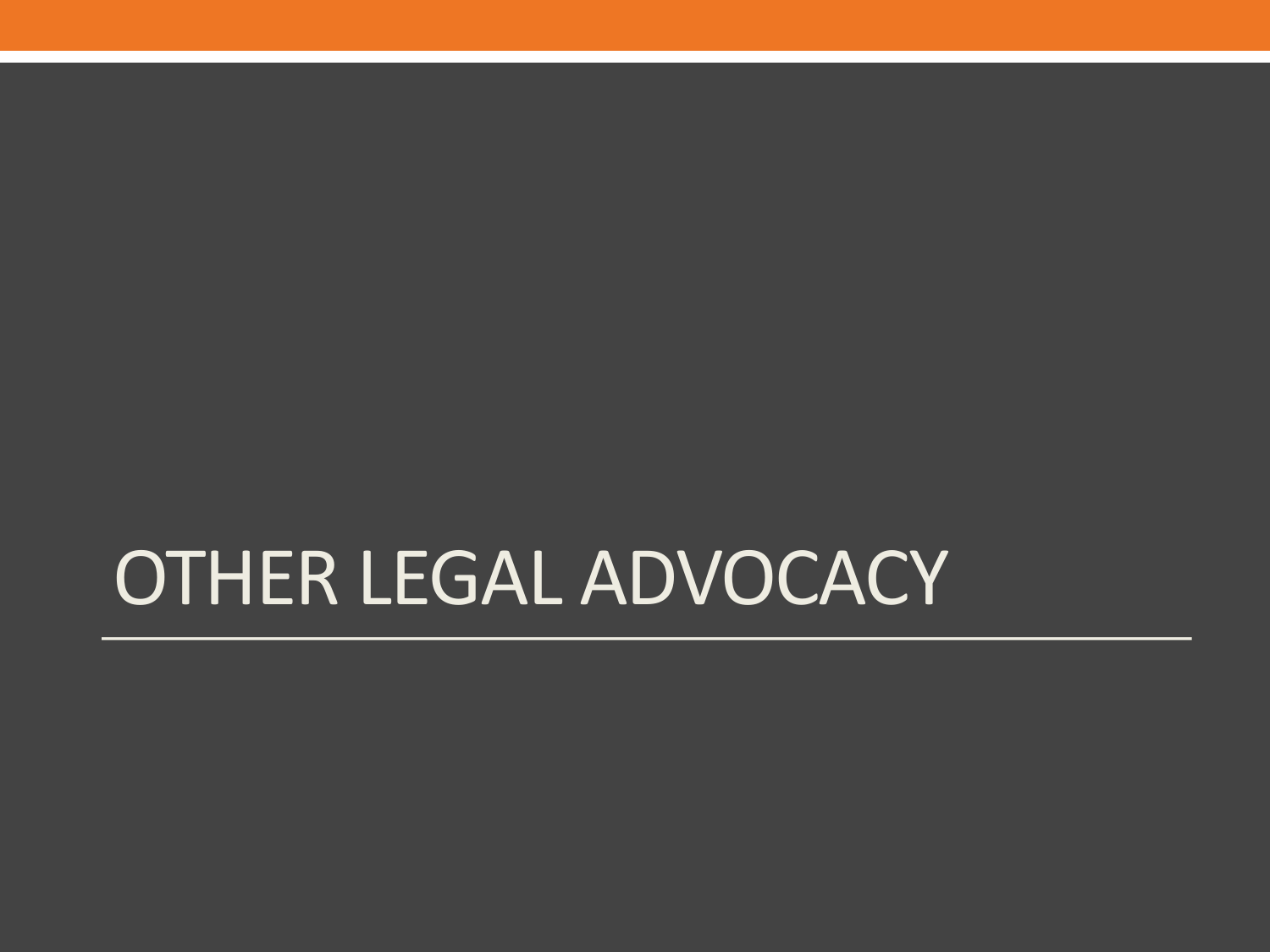# OTHER LEGAL ADVOCACY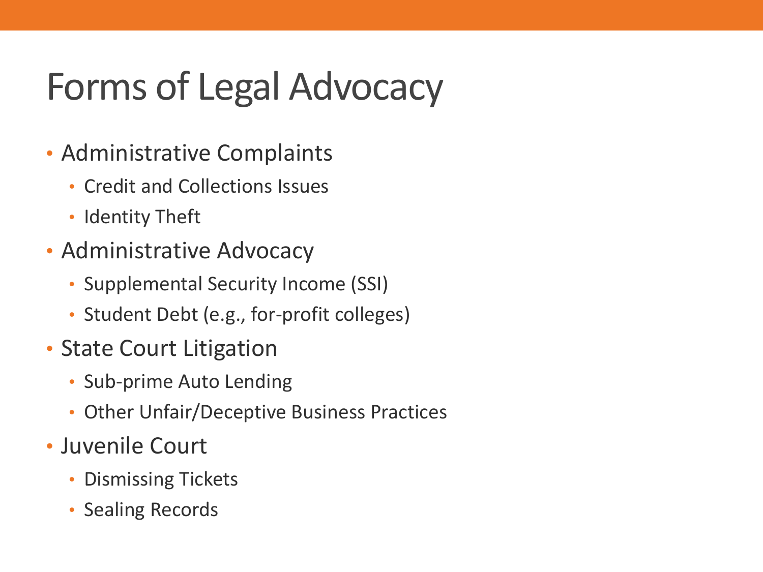# Forms of Legal Advocacy

- Administrative Complaints
  - Credit and Collections Issues
  - Identity Theft
- Administrative Advocacy
  - Supplemental Security Income (SSI)
  - Student Debt (e.g., for-profit colleges)
- State Court Litigation
  - Sub-prime Auto Lending
  - Other Unfair/Deceptive Business Practices
- Juvenile Court
  - Dismissing Tickets
  - Sealing Records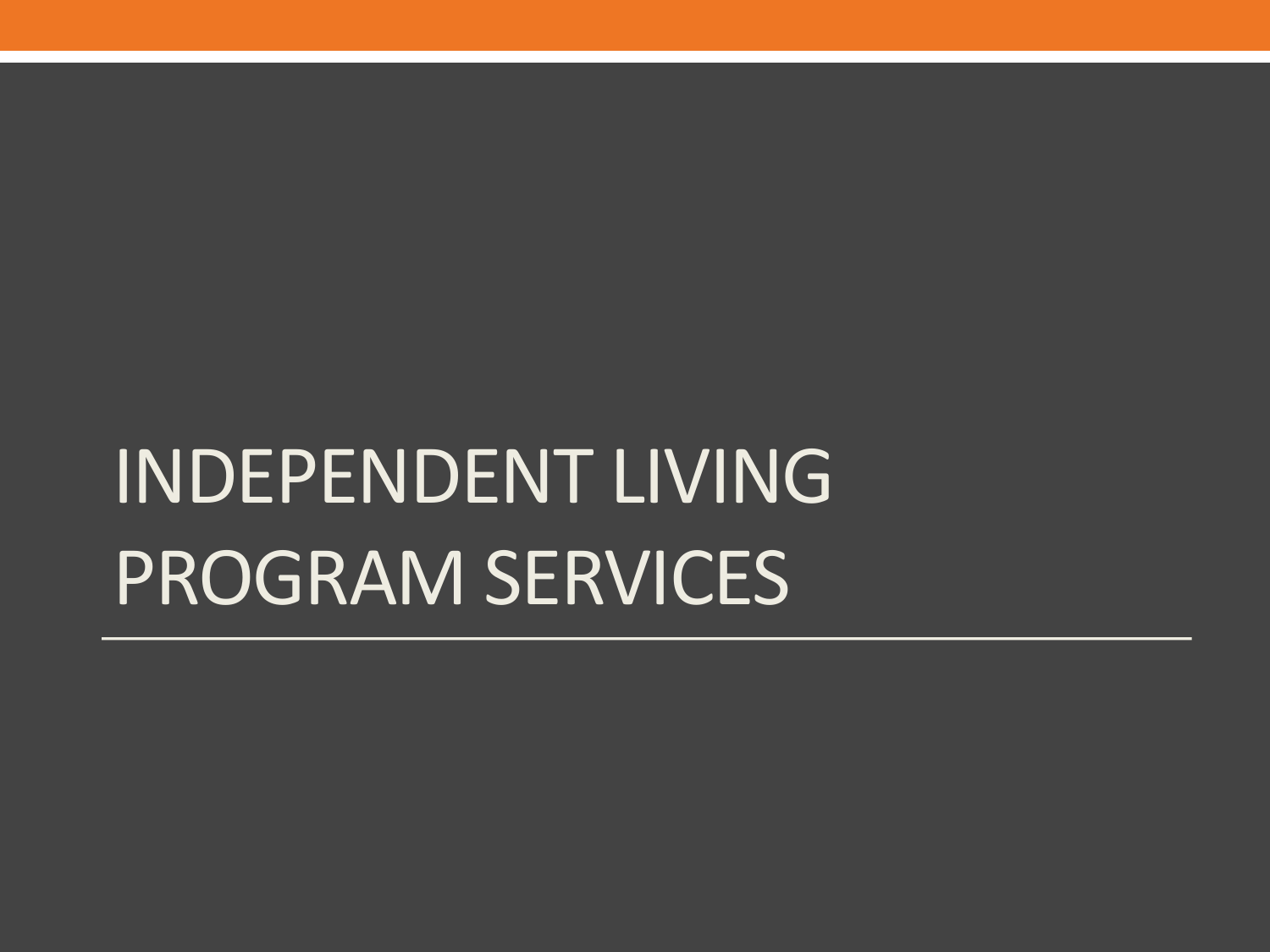# INDEPENDENT LIVING PROGRAM SERVICES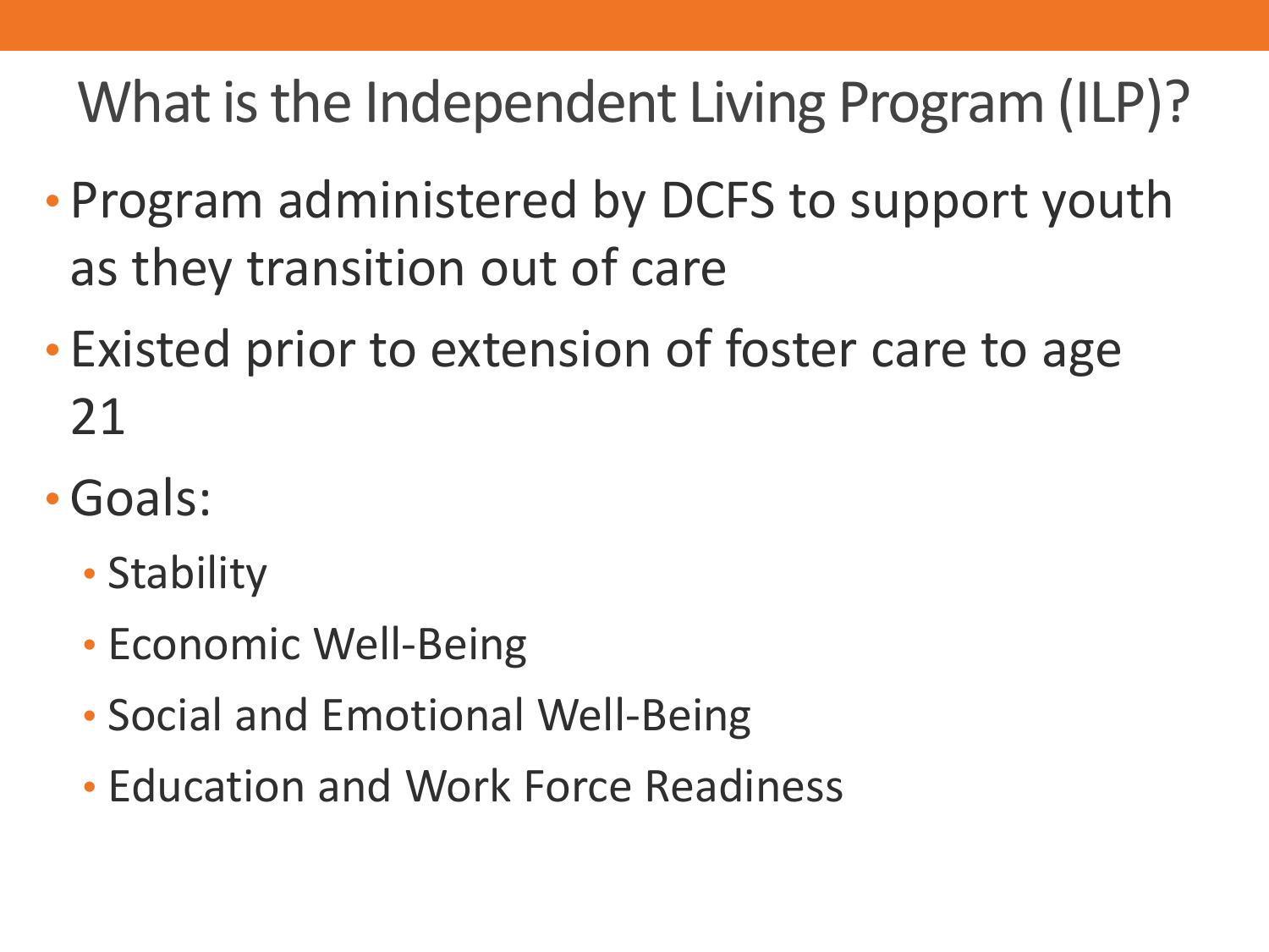# What is the Independent Living Program (ILP)?

- Program administered by DCFS to support youth as they transition out of care
- Existed prior to extension of foster care to age 21
- Goals:
  - Stability
  - Economic Well-Being
  - Social and Emotional Well-Being
  - Education and Work Force Readiness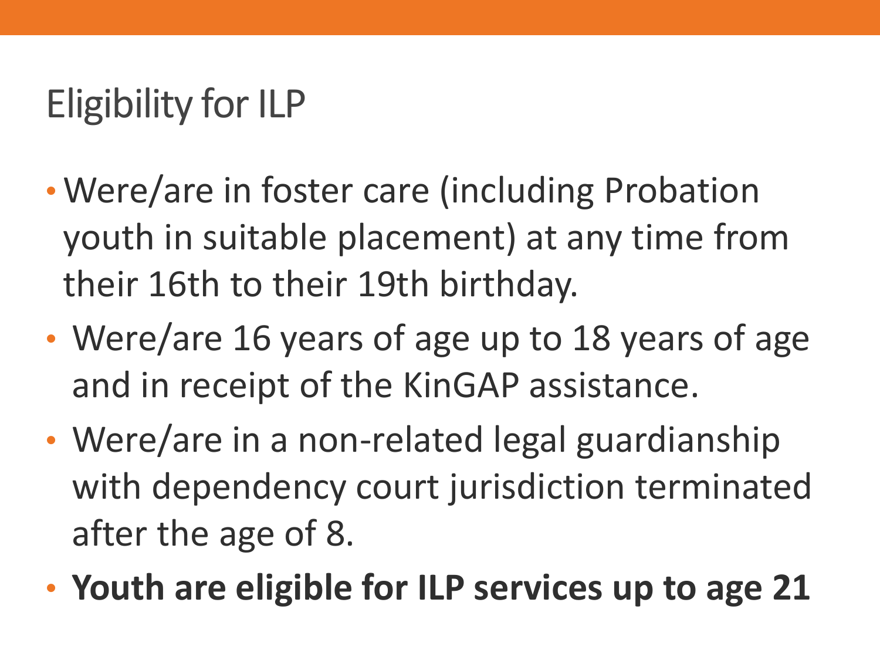# Eligibility for ILP

- Were/are in foster care (including Probation youth in suitable placement) at any time from their 16th to their 19th birthday.
- Were/are 16 years of age up to 18 years of age and in receipt of the KinGAP assistance.
- Were/are in a non-related legal guardianship with dependency court jurisdiction terminated after the age of 8.
- **Youth are eligible for ILP services up to age 21**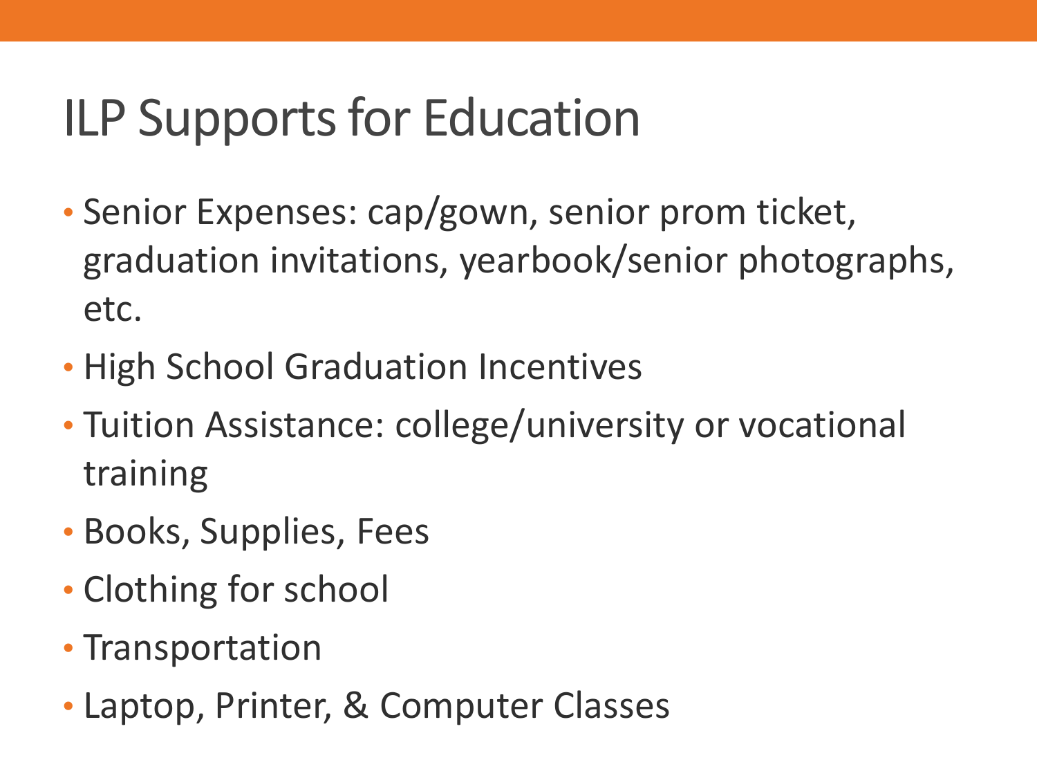# ILP Supports for Education

- Senior Expenses: cap/gown, senior prom ticket, graduation invitations, yearbook/senior photographs, etc.
- High School Graduation Incentives
- Tuition Assistance: college/university or vocational training
- Books, Supplies, Fees
- Clothing for school
- Transportation
- Laptop, Printer, & Computer Classes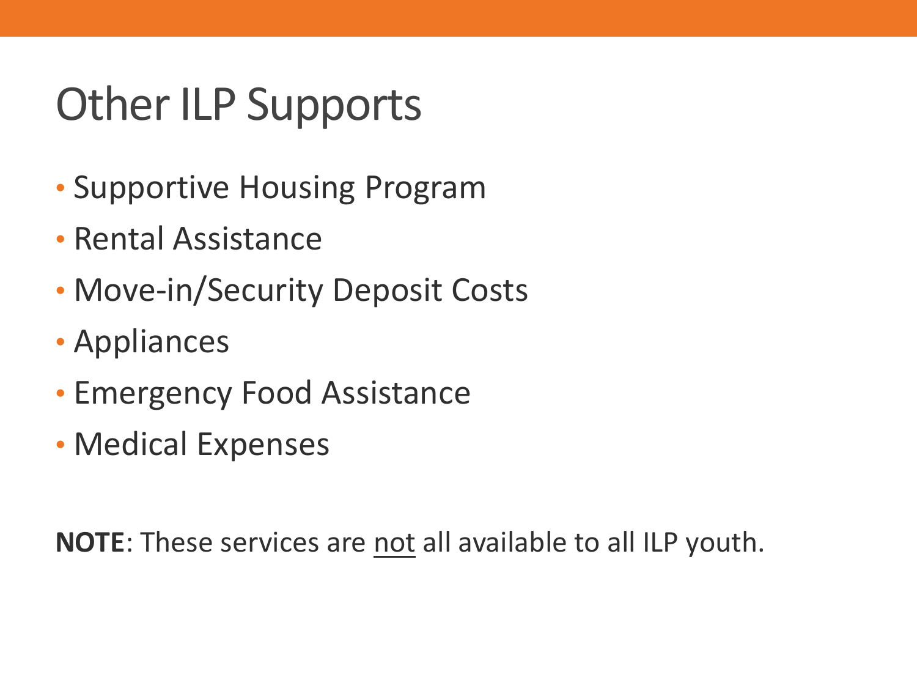# Other ILP Supports

- Supportive Housing Program
- Rental Assistance
- Move-in/Security Deposit Costs
- Appliances
- Emergency Food Assistance
- Medical Expenses

**NOTE**: These services are <u>not</u> all available to all ILP youth.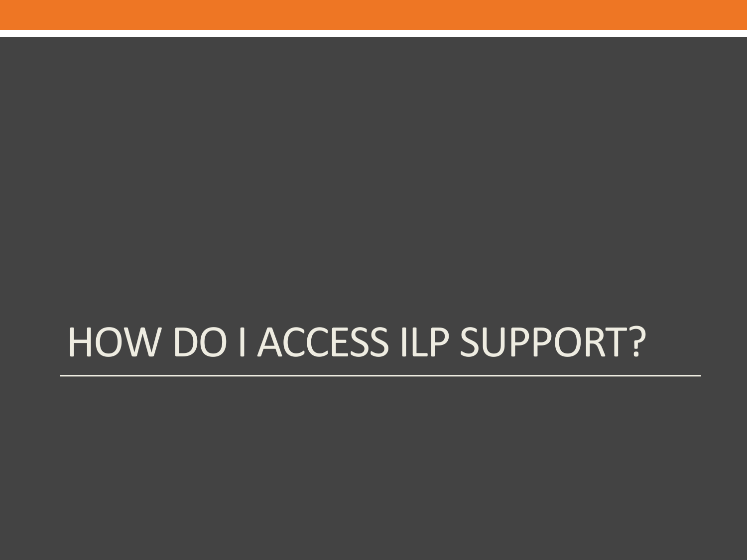# HOW DO I ACCESS ILP SUPPORT?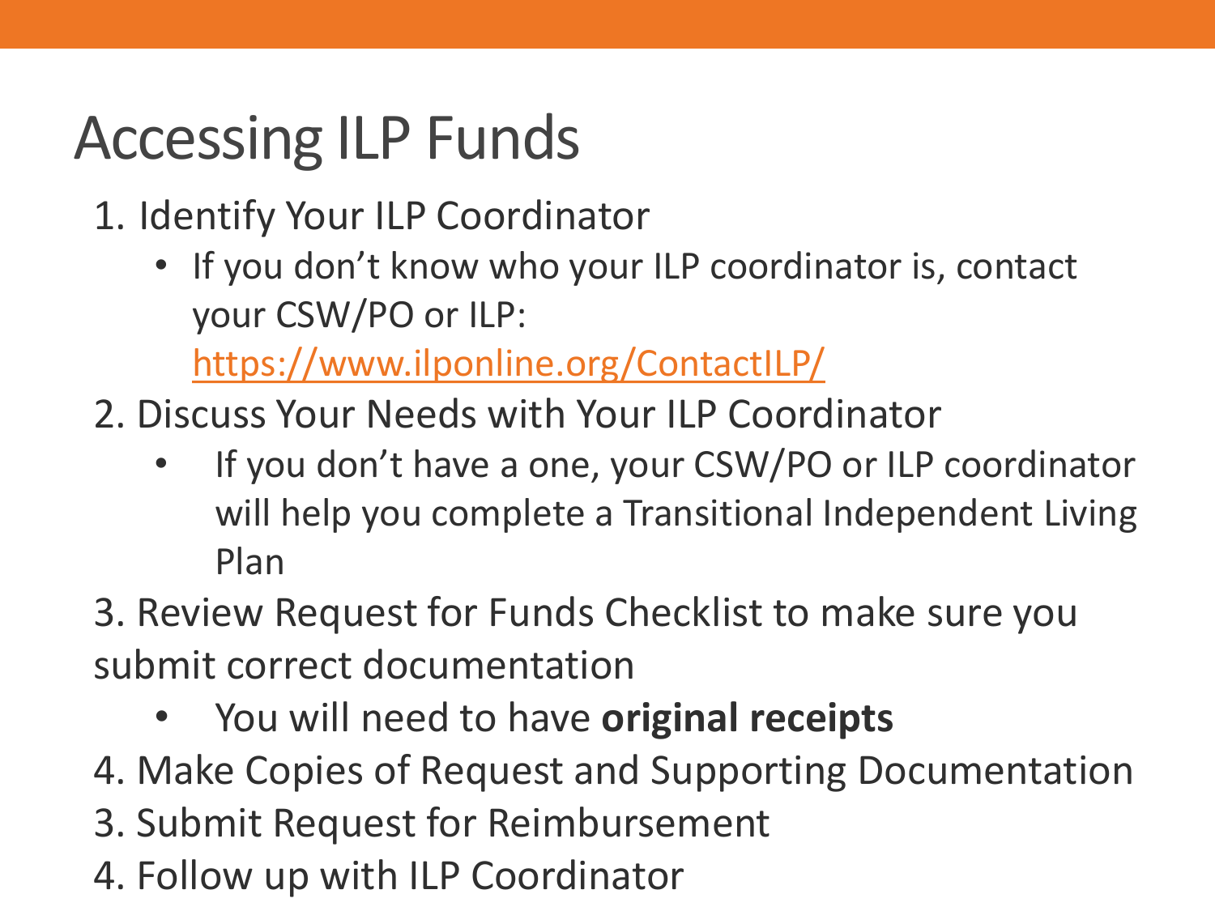# Accessing ILP Funds

1. Identify Your ILP Coordinator
   - If you don't know who your ILP coordinator is, contact your CSW/PO or ILP: https://www.ilponline.org/ContactILP/
2. Discuss Your Needs with Your ILP Coordinator
   - If you don't have a one, your CSW/PO or ILP coordinator will help you complete a Transitional Independent Living Plan

3. Review Request for Funds Checklist to make sure you submit correct documentation

   - You will need to have **original receipts**

4. Make Copies of Request and Supporting Documentation

3. Submit Request for Reimbursement

4. Follow up with ILP Coordinator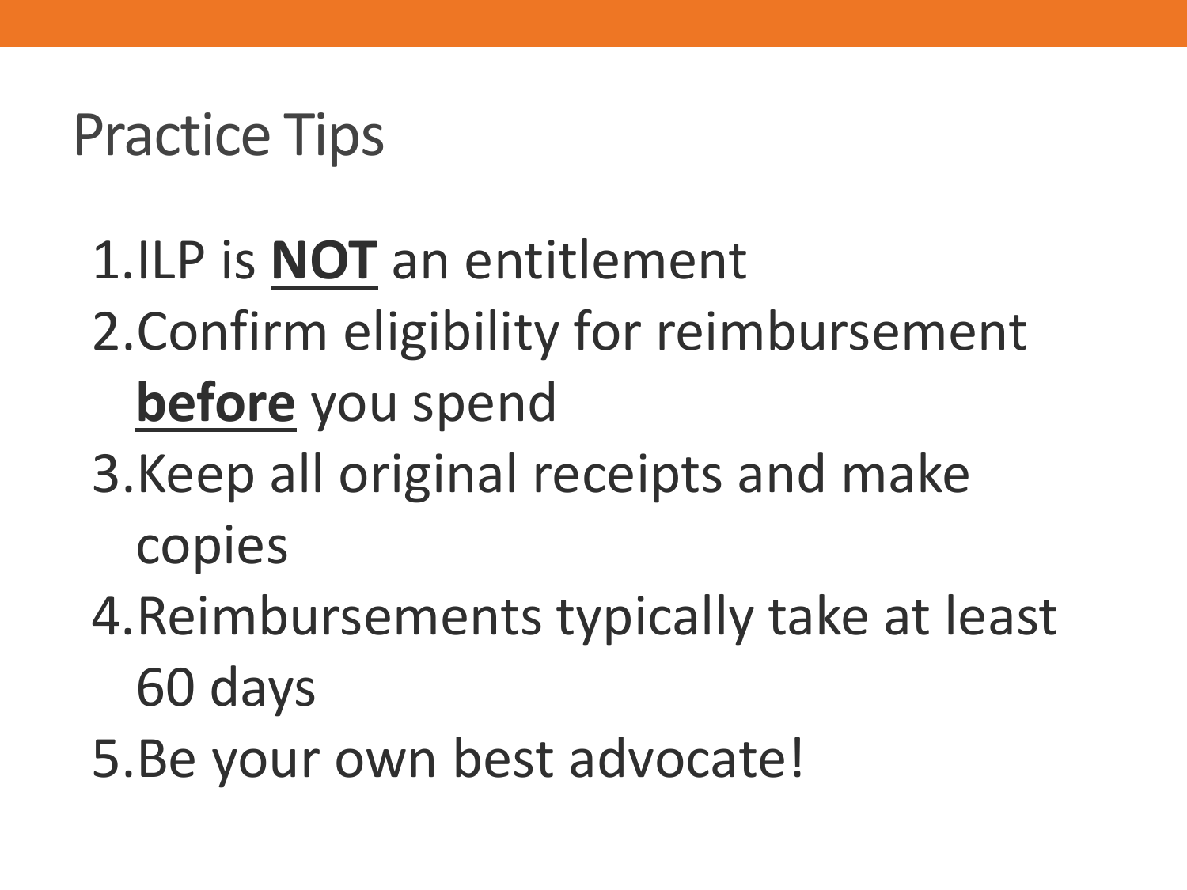# Practice Tips

1. ILP is **NOT** an entitlement
2. Confirm eligibility for reimbursement **before** you spend
3. Keep all original receipts and make copies
4. Reimbursements typically take at least 60 days
5. Be your own best advocate!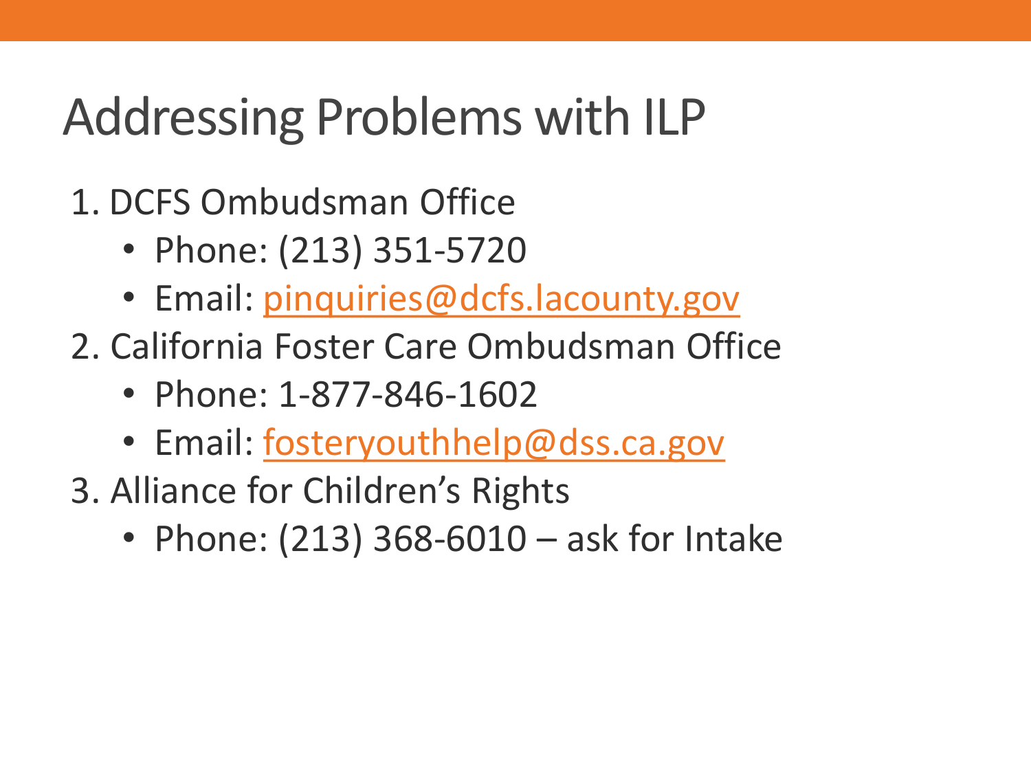# Addressing Problems with ILP

1. DCFS Ombudsman Office
   - Phone: (213) 351-5720
   - Email: pinquiries@dcfs.lacounty.gov
2. California Foster Care Ombudsman Office
   - Phone: 1-877-846-1602
   - Email: fosteryouthhelp@dss.ca.gov
3. Alliance for Children's Rights
   - Phone: (213) 368-6010 – ask for Intake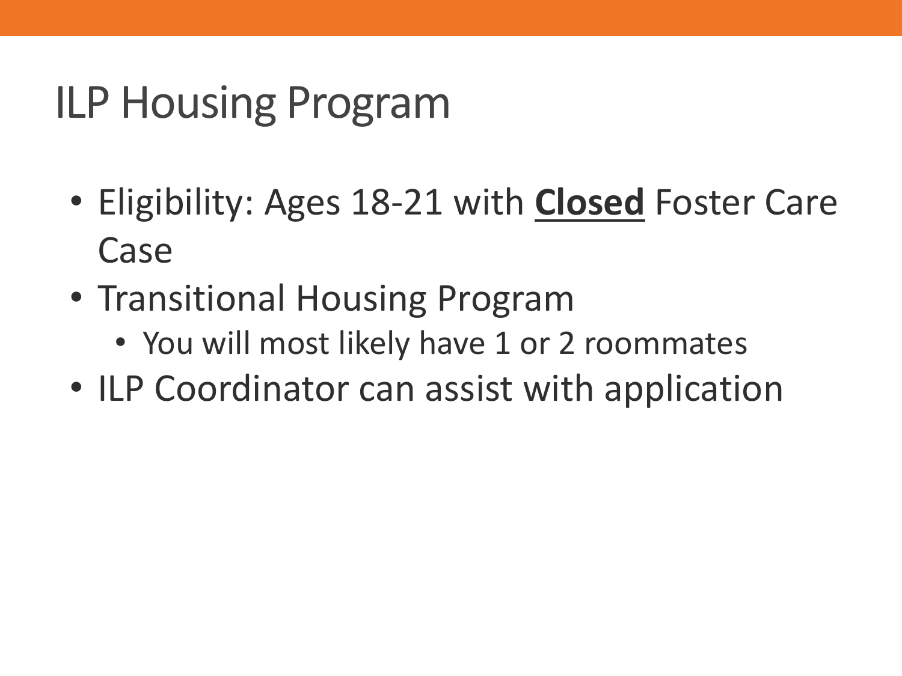# ILP Housing Program

- Eligibility: Ages 18-21 with **<u>Closed</u>** Foster Care Case
- Transitional Housing Program
  - You will most likely have 1 or 2 roommates
- ILP Coordinator can assist with application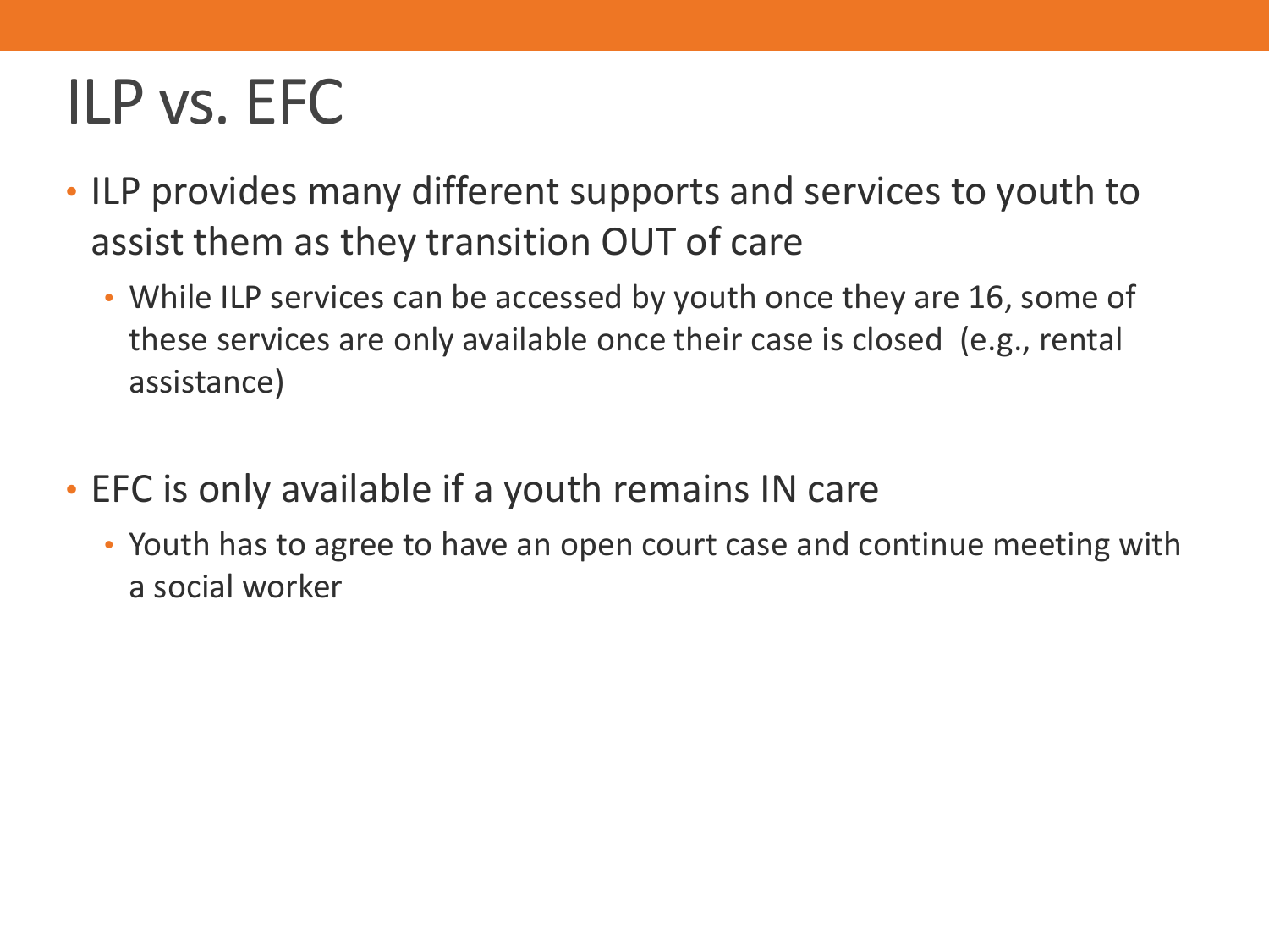# ILP vs. EFC

- ILP provides many different supports and services to youth to assist them as they transition OUT of care
  - While ILP services can be accessed by youth once they are 16, some of these services are only available once their case is closed  (e.g., rental assistance)
- EFC is only available if a youth remains IN care
  - Youth has to agree to have an open court case and continue meeting with a social worker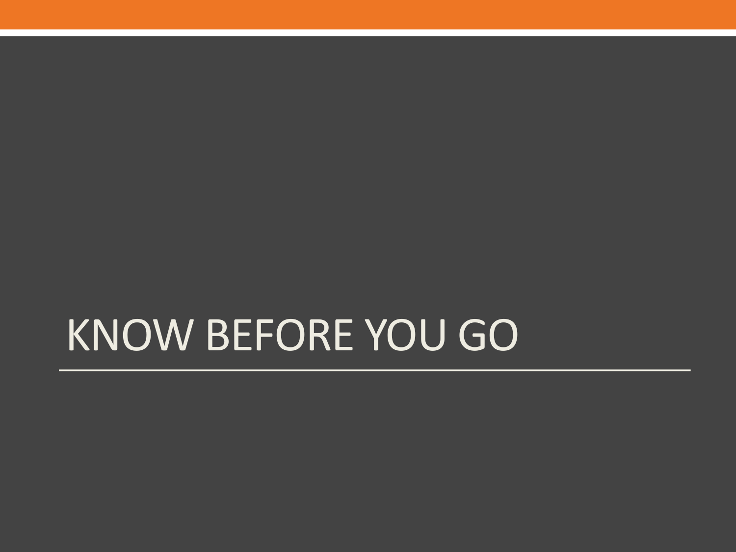# KNOW BEFORE YOU GO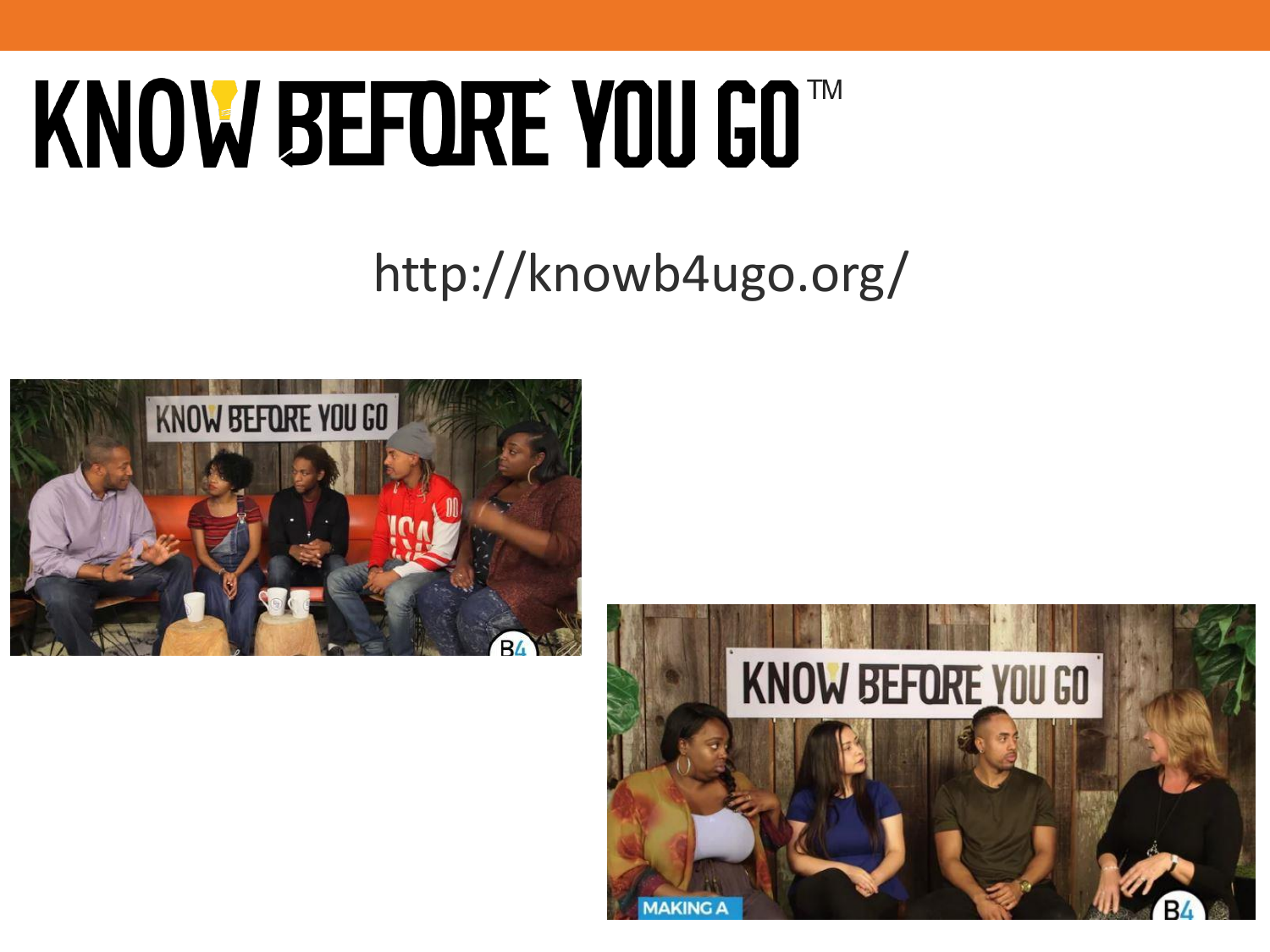# KNOW BEFORE YOU GO™

http://knowb4ugo.org/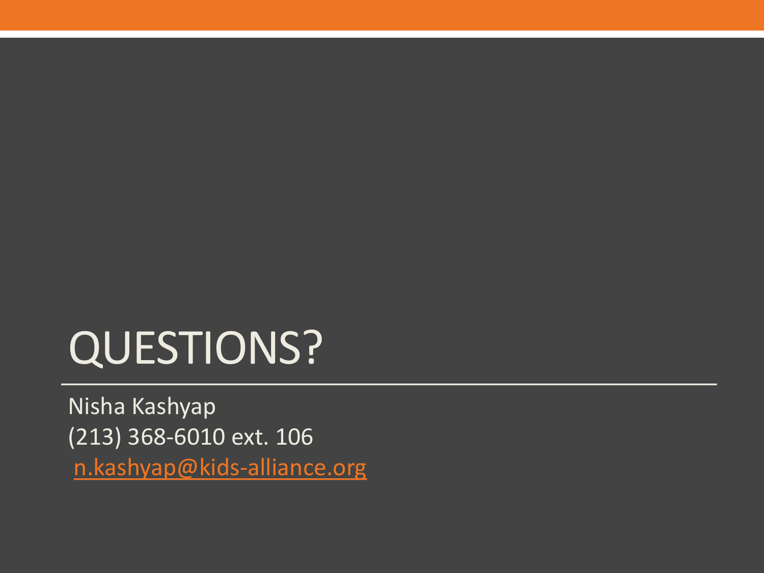# QUESTIONS?

Nisha Kashyap
(213) 368-6010 ext. 106
n.kashyap@kids-alliance.org